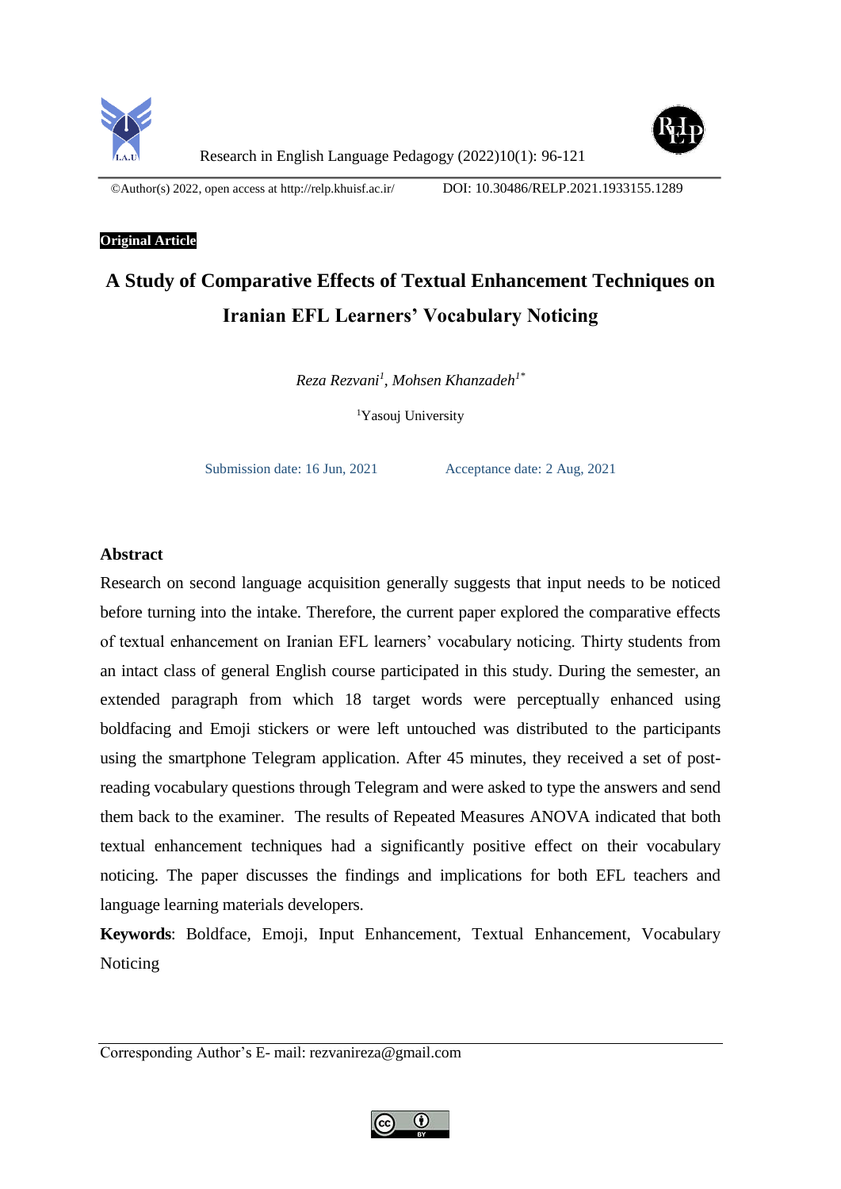©Author(s) 2022, open access at http://relp.khuisf.ac.ir/ DOI: 10.30486/RELP.2021.1933155.1289

**Original Article**

# A Study of Comparative Effects of Textual Enhancement Techniques on Iranian EFL Learners' Vocabulary Noticing

*Reza Rezvani*[1], *Mohsen Khanzadeh*[1*]

[1]Yasouj University

Submission date: 16 Jun, 2021 Acceptance date: 2 Aug, 2021

## Abstract

Research on second language acquisition generally suggests that input needs to be noticed before turning into the intake. Therefore, the current paper explored the comparative effects of textual enhancement on Iranian EFL learners' vocabulary noticing. Thirty students from an intact class of general English course participated in this study. During the semester, an extended paragraph from which 18 target words were perceptually enhanced using boldfacing and Emoji stickers or were left untouched was distributed to the participants using the smartphone Telegram application. After 45 minutes, they received a set of post-reading vocabulary questions through Telegram and were asked to type the answers and send them back to the examiner. The results of Repeated Measures ANOVA indicated that both textual enhancement techniques had a significantly positive effect on their vocabulary noticing. The paper discusses the findings and implications for both EFL teachers and language learning materials developers.

**Keywords**: Boldface, Emoji, Input Enhancement, Textual Enhancement, Vocabulary Noticing

Corresponding Author's E- mail: rezvanireza@gmail.com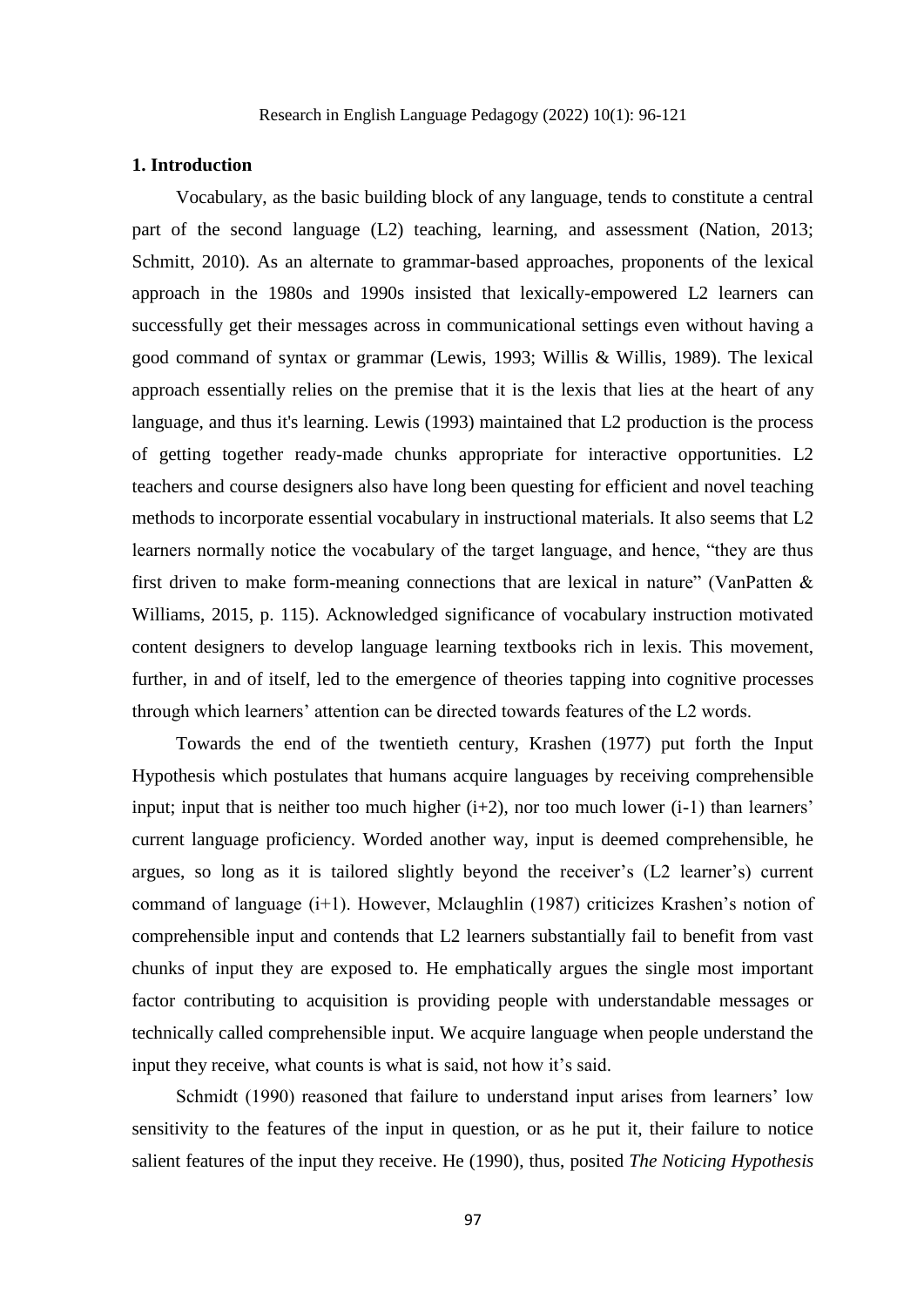## 1. Introduction

Vocabulary, as the basic building block of any language, tends to constitute a central part of the second language (L2) teaching, learning, and assessment (Nation, 2013; Schmitt, 2010). As an alternate to grammar-based approaches, proponents of the lexical approach in the 1980s and 1990s insisted that lexically-empowered L2 learners can successfully get their messages across in communicational settings even without having a good command of syntax or grammar (Lewis, 1993; Willis & Willis, 1989). The lexical approach essentially relies on the premise that it is the lexis that lies at the heart of any language, and thus it's learning. Lewis (1993) maintained that L2 production is the process of getting together ready-made chunks appropriate for interactive opportunities. L2 teachers and course designers also have long been questing for efficient and novel teaching methods to incorporate essential vocabulary in instructional materials. It also seems that L2 learners normally notice the vocabulary of the target language, and hence, "they are thus first driven to make form-meaning connections that are lexical in nature" (VanPatten & Williams, 2015, p. 115). Acknowledged significance of vocabulary instruction motivated content designers to develop language learning textbooks rich in lexis. This movement, further, in and of itself, led to the emergence of theories tapping into cognitive processes through which learners' attention can be directed towards features of the L2 words.

Towards the end of the twentieth century, Krashen (1977) put forth the Input Hypothesis which postulates that humans acquire languages by receiving comprehensible input; input that is neither too much higher (i+2), nor too much lower (i-1) than learners' current language proficiency. Worded another way, input is deemed comprehensible, he argues, so long as it is tailored slightly beyond the receiver's (L2 learner's) current command of language (i+1). However, Mclaughlin (1987) criticizes Krashen's notion of comprehensible input and contends that L2 learners substantially fail to benefit from vast chunks of input they are exposed to. He emphatically argues the single most important factor contributing to acquisition is providing people with understandable messages or technically called comprehensible input. We acquire language when people understand the input they receive, what counts is what is said, not how it's said.

Schmidt (1990) reasoned that failure to understand input arises from learners' low sensitivity to the features of the input in question, or as he put it, their failure to notice salient features of the input they receive. He (1990), thus, posited *The Noticing Hypothesis*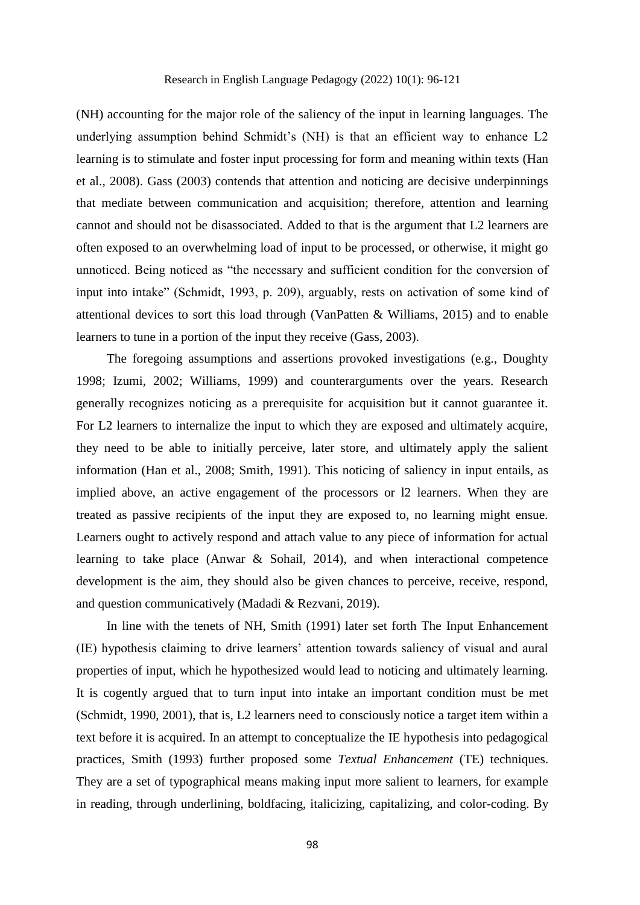(NH) accounting for the major role of the saliency of the input in learning languages. The underlying assumption behind Schmidt's (NH) is that an efficient way to enhance L2 learning is to stimulate and foster input processing for form and meaning within texts (Han et al., 2008). Gass (2003) contends that attention and noticing are decisive underpinnings that mediate between communication and acquisition; therefore, attention and learning cannot and should not be disassociated. Added to that is the argument that L2 learners are often exposed to an overwhelming load of input to be processed, or otherwise, it might go unnoticed. Being noticed as "the necessary and sufficient condition for the conversion of input into intake" (Schmidt, 1993, p. 209), arguably, rests on activation of some kind of attentional devices to sort this load through (VanPatten & Williams, 2015) and to enable learners to tune in a portion of the input they receive (Gass, 2003).

The foregoing assumptions and assertions provoked investigations (e.g., Doughty 1998; Izumi, 2002; Williams, 1999) and counterarguments over the years. Research generally recognizes noticing as a prerequisite for acquisition but it cannot guarantee it. For L2 learners to internalize the input to which they are exposed and ultimately acquire, they need to be able to initially perceive, later store, and ultimately apply the salient information (Han et al., 2008; Smith, 1991). This noticing of saliency in input entails, as implied above, an active engagement of the processors or l2 learners. When they are treated as passive recipients of the input they are exposed to, no learning might ensue. Learners ought to actively respond and attach value to any piece of information for actual learning to take place (Anwar & Sohail, 2014), and when interactional competence development is the aim, they should also be given chances to perceive, receive, respond, and question communicatively (Madadi & Rezvani, 2019).

In line with the tenets of NH, Smith (1991) later set forth The Input Enhancement (IE) hypothesis claiming to drive learners' attention towards saliency of visual and aural properties of input, which he hypothesized would lead to noticing and ultimately learning. It is cogently argued that to turn input into intake an important condition must be met (Schmidt, 1990, 2001), that is, L2 learners need to consciously notice a target item within a text before it is acquired. In an attempt to conceptualize the IE hypothesis into pedagogical practices, Smith (1993) further proposed some *Textual Enhancement* (TE) techniques. They are a set of typographical means making input more salient to learners, for example in reading, through underlining, boldfacing, italicizing, capitalizing, and color-coding. By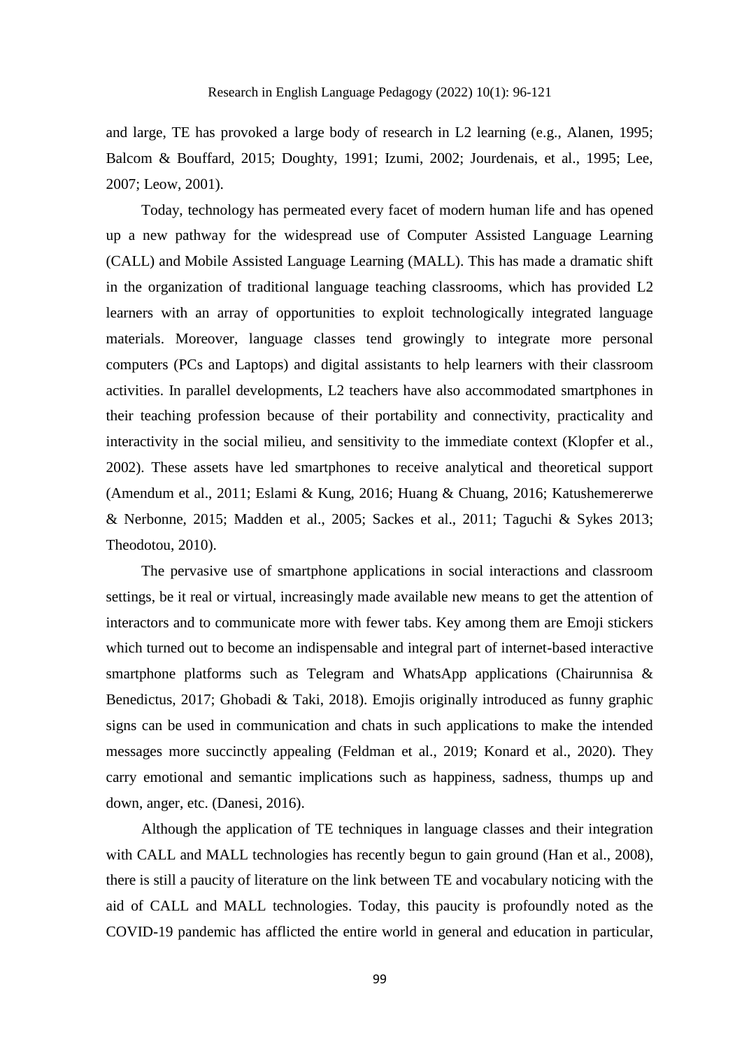and large, TE has provoked a large body of research in L2 learning (e.g., Alanen, 1995; Balcom & Bouffard, 2015; Doughty, 1991; Izumi, 2002; Jourdenais, et al., 1995; Lee, 2007; Leow, 2001).

Today, technology has permeated every facet of modern human life and has opened up a new pathway for the widespread use of Computer Assisted Language Learning (CALL) and Mobile Assisted Language Learning (MALL). This has made a dramatic shift in the organization of traditional language teaching classrooms, which has provided L2 learners with an array of opportunities to exploit technologically integrated language materials. Moreover, language classes tend growingly to integrate more personal computers (PCs and Laptops) and digital assistants to help learners with their classroom activities. In parallel developments, L2 teachers have also accommodated smartphones in their teaching profession because of their portability and connectivity, practicality and interactivity in the social milieu, and sensitivity to the immediate context (Klopfer et al., 2002). These assets have led smartphones to receive analytical and theoretical support (Amendum et al., 2011; Eslami & Kung, 2016; Huang & Chuang, 2016; Katushemererwe & Nerbonne, 2015; Madden et al., 2005; Sackes et al., 2011; Taguchi & Sykes 2013; Theodotou, 2010).

The pervasive use of smartphone applications in social interactions and classroom settings, be it real or virtual, increasingly made available new means to get the attention of interactors and to communicate more with fewer tabs. Key among them are Emoji stickers which turned out to become an indispensable and integral part of internet-based interactive smartphone platforms such as Telegram and WhatsApp applications (Chairunnisa & Benedictus, 2017; Ghobadi & Taki, 2018). Emojis originally introduced as funny graphic signs can be used in communication and chats in such applications to make the intended messages more succinctly appealing (Feldman et al., 2019; Konard et al., 2020). They carry emotional and semantic implications such as happiness, sadness, thumps up and down, anger, etc. (Danesi, 2016).

Although the application of TE techniques in language classes and their integration with CALL and MALL technologies has recently begun to gain ground (Han et al., 2008), there is still a paucity of literature on the link between TE and vocabulary noticing with the aid of CALL and MALL technologies. Today, this paucity is profoundly noted as the COVID-19 pandemic has afflicted the entire world in general and education in particular,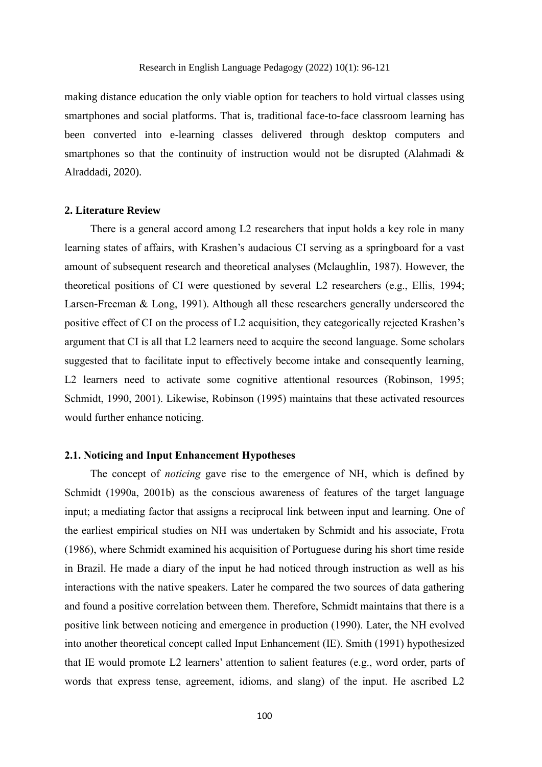making distance education the only viable option for teachers to hold virtual classes using smartphones and social platforms. That is, traditional face-to-face classroom learning has been converted into e-learning classes delivered through desktop computers and smartphones so that the continuity of instruction would not be disrupted (Alahmadi & Alraddadi, 2020).

## 2. Literature Review

There is a general accord among L2 researchers that input holds a key role in many learning states of affairs, with Krashen's audacious CI serving as a springboard for a vast amount of subsequent research and theoretical analyses (Mclaughlin, 1987). However, the theoretical positions of CI were questioned by several L2 researchers (e.g., Ellis, 1994; Larsen-Freeman & Long, 1991). Although all these researchers generally underscored the positive effect of CI on the process of L2 acquisition, they categorically rejected Krashen's argument that CI is all that L2 learners need to acquire the second language. Some scholars suggested that to facilitate input to effectively become intake and consequently learning, L2 learners need to activate some cognitive attentional resources (Robinson, 1995; Schmidt, 1990, 2001). Likewise, Robinson (1995) maintains that these activated resources would further enhance noticing.

### 2.1. Noticing and Input Enhancement Hypotheses

The concept of *noticing* gave rise to the emergence of NH, which is defined by Schmidt (1990a, 2001b) as the conscious awareness of features of the target language input; a mediating factor that assigns a reciprocal link between input and learning. One of the earliest empirical studies on NH was undertaken by Schmidt and his associate, Frota (1986), where Schmidt examined his acquisition of Portuguese during his short time reside in Brazil. He made a diary of the input he had noticed through instruction as well as his interactions with the native speakers. Later he compared the two sources of data gathering and found a positive correlation between them. Therefore, Schmidt maintains that there is a positive link between noticing and emergence in production (1990). Later, the NH evolved into another theoretical concept called Input Enhancement (IE). Smith (1991) hypothesized that IE would promote L2 learners' attention to salient features (e.g., word order, parts of words that express tense, agreement, idioms, and slang) of the input. He ascribed L2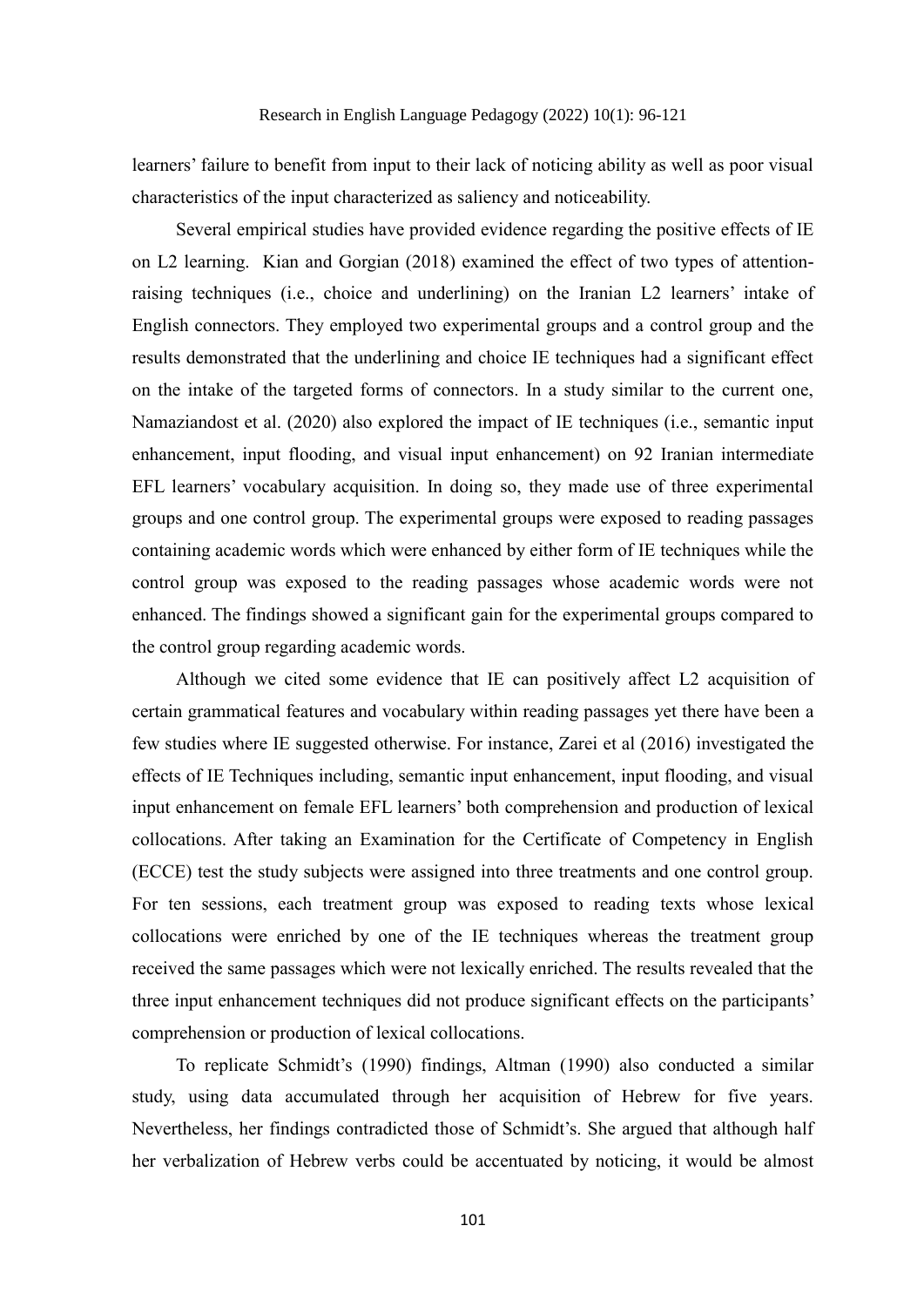learners' failure to benefit from input to their lack of noticing ability as well as poor visual characteristics of the input characterized as saliency and noticeability.

Several empirical studies have provided evidence regarding the positive effects of IE on L2 learning. Kian and Gorgian (2018) examined the effect of two types of attention-raising techniques (i.e., choice and underlining) on the Iranian L2 learners' intake of English connectors. They employed two experimental groups and a control group and the results demonstrated that the underlining and choice IE techniques had a significant effect on the intake of the targeted forms of connectors. In a study similar to the current one, Namaziandost et al. (2020) also explored the impact of IE techniques (i.e., semantic input enhancement, input flooding, and visual input enhancement) on 92 Iranian intermediate EFL learners' vocabulary acquisition. In doing so, they made use of three experimental groups and one control group. The experimental groups were exposed to reading passages containing academic words which were enhanced by either form of IE techniques while the control group was exposed to the reading passages whose academic words were not enhanced. The findings showed a significant gain for the experimental groups compared to the control group regarding academic words.

Although we cited some evidence that IE can positively affect L2 acquisition of certain grammatical features and vocabulary within reading passages yet there have been a few studies where IE suggested otherwise. For instance, Zarei et al (2016) investigated the effects of IE Techniques including, semantic input enhancement, input flooding, and visual input enhancement on female EFL learners' both comprehension and production of lexical collocations. After taking an Examination for the Certificate of Competency in English (ECCE) test the study subjects were assigned into three treatments and one control group. For ten sessions, each treatment group was exposed to reading texts whose lexical collocations were enriched by one of the IE techniques whereas the treatment group received the same passages which were not lexically enriched. The results revealed that the three input enhancement techniques did not produce significant effects on the participants' comprehension or production of lexical collocations.

To replicate Schmidt's (1990) findings, Altman (1990) also conducted a similar study, using data accumulated through her acquisition of Hebrew for five years. Nevertheless, her findings contradicted those of Schmidt's. She argued that although half her verbalization of Hebrew verbs could be accentuated by noticing, it would be almost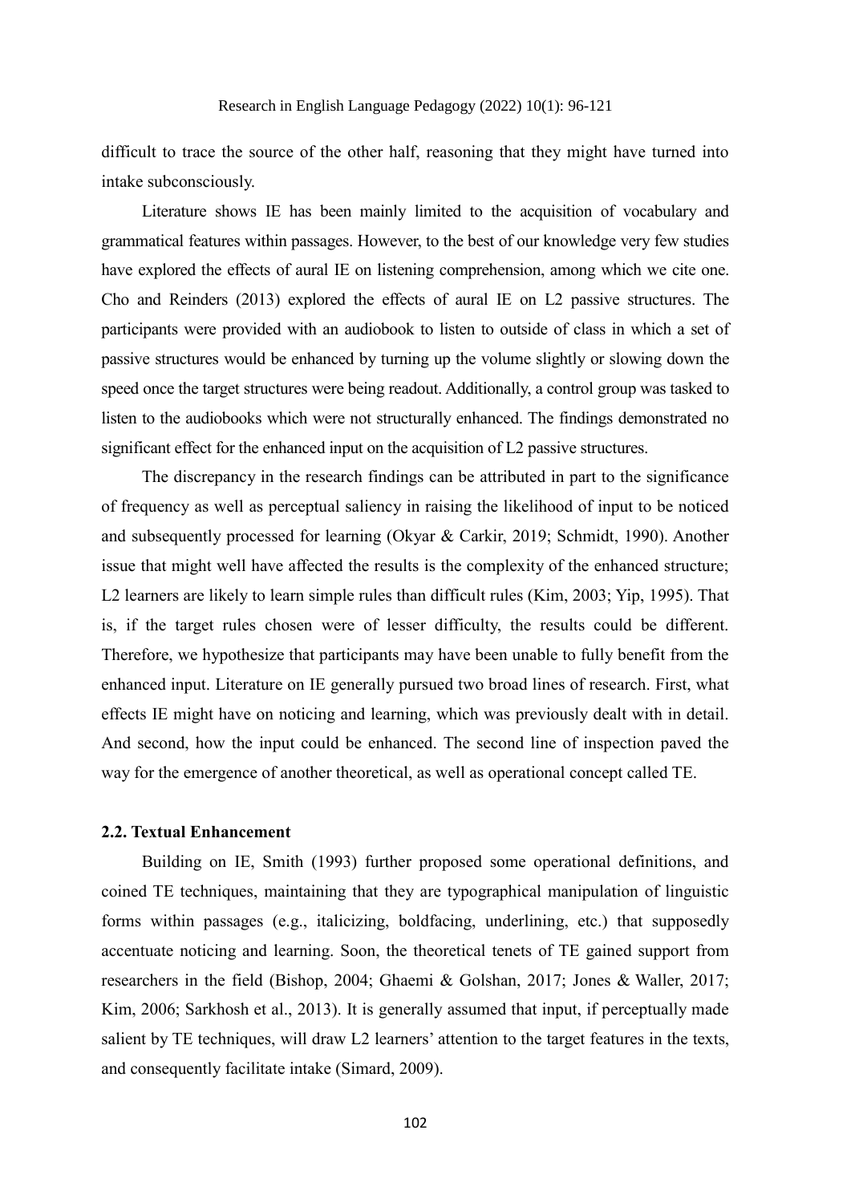difficult to trace the source of the other half, reasoning that they might have turned into intake subconsciously.

Literature shows IE has been mainly limited to the acquisition of vocabulary and grammatical features within passages. However, to the best of our knowledge very few studies have explored the effects of aural IE on listening comprehension, among which we cite one. Cho and Reinders (2013) explored the effects of aural IE on L2 passive structures. The participants were provided with an audiobook to listen to outside of class in which a set of passive structures would be enhanced by turning up the volume slightly or slowing down the speed once the target structures were being readout. Additionally, a control group was tasked to listen to the audiobooks which were not structurally enhanced. The findings demonstrated no significant effect for the enhanced input on the acquisition of L2 passive structures.

The discrepancy in the research findings can be attributed in part to the significance of frequency as well as perceptual saliency in raising the likelihood of input to be noticed and subsequently processed for learning (Okyar & Carkir, 2019; Schmidt, 1990). Another issue that might well have affected the results is the complexity of the enhanced structure; L2 learners are likely to learn simple rules than difficult rules (Kim, 2003; Yip, 1995). That is, if the target rules chosen were of lesser difficulty, the results could be different. Therefore, we hypothesize that participants may have been unable to fully benefit from the enhanced input. Literature on IE generally pursued two broad lines of research. First, what effects IE might have on noticing and learning, which was previously dealt with in detail. And second, how the input could be enhanced. The second line of inspection paved the way for the emergence of another theoretical, as well as operational concept called TE.

### 2.2. Textual Enhancement

Building on IE, Smith (1993) further proposed some operational definitions, and coined TE techniques, maintaining that they are typographical manipulation of linguistic forms within passages (e.g., italicizing, boldfacing, underlining, etc.) that supposedly accentuate noticing and learning. Soon, the theoretical tenets of TE gained support from researchers in the field (Bishop, 2004; Ghaemi & Golshan, 2017; Jones & Waller, 2017; Kim, 2006; Sarkhosh et al., 2013). It is generally assumed that input, if perceptually made salient by TE techniques, will draw L2 learners' attention to the target features in the texts, and consequently facilitate intake (Simard, 2009).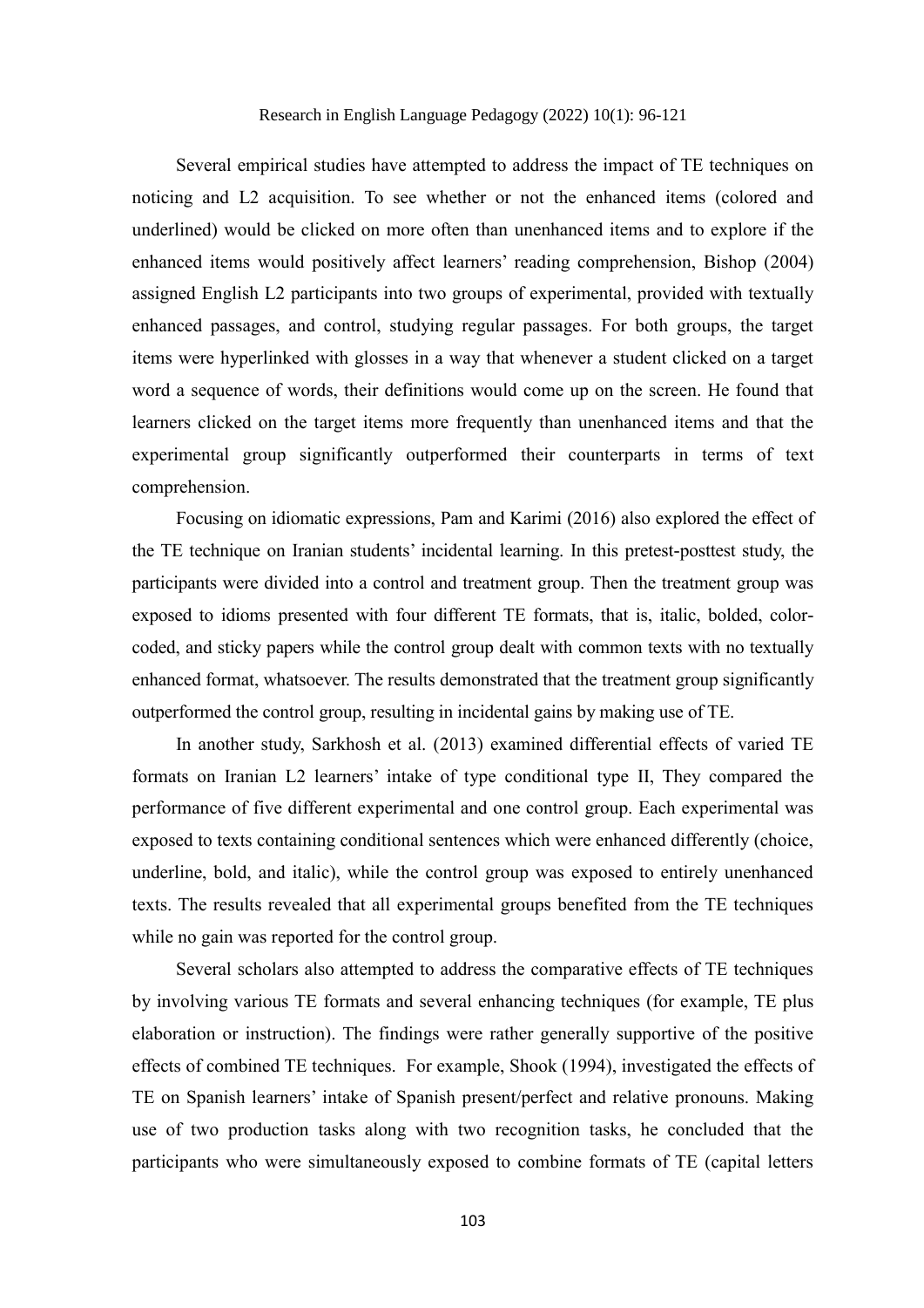Several empirical studies have attempted to address the impact of TE techniques on noticing and L2 acquisition. To see whether or not the enhanced items (colored and underlined) would be clicked on more often than unenhanced items and to explore if the enhanced items would positively affect learners' reading comprehension, Bishop (2004) assigned English L2 participants into two groups of experimental, provided with textually enhanced passages, and control, studying regular passages. For both groups, the target items were hyperlinked with glosses in a way that whenever a student clicked on a target word a sequence of words, their definitions would come up on the screen. He found that learners clicked on the target items more frequently than unenhanced items and that the experimental group significantly outperformed their counterparts in terms of text comprehension.

Focusing on idiomatic expressions, Pam and Karimi (2016) also explored the effect of the TE technique on Iranian students' incidental learning. In this pretest-posttest study, the participants were divided into a control and treatment group. Then the treatment group was exposed to idioms presented with four different TE formats, that is, italic, bolded, color-coded, and sticky papers while the control group dealt with common texts with no textually enhanced format, whatsoever. The results demonstrated that the treatment group significantly outperformed the control group, resulting in incidental gains by making use of TE.

In another study, Sarkhosh et al. (2013) examined differential effects of varied TE formats on Iranian L2 learners' intake of type conditional type II, They compared the performance of five different experimental and one control group. Each experimental was exposed to texts containing conditional sentences which were enhanced differently (choice, underline, bold, and italic), while the control group was exposed to entirely unenhanced texts. The results revealed that all experimental groups benefited from the TE techniques while no gain was reported for the control group.

Several scholars also attempted to address the comparative effects of TE techniques by involving various TE formats and several enhancing techniques (for example, TE plus elaboration or instruction). The findings were rather generally supportive of the positive effects of combined TE techniques. For example, Shook (1994), investigated the effects of TE on Spanish learners' intake of Spanish present/perfect and relative pronouns. Making use of two production tasks along with two recognition tasks, he concluded that the participants who were simultaneously exposed to combine formats of TE (capital letters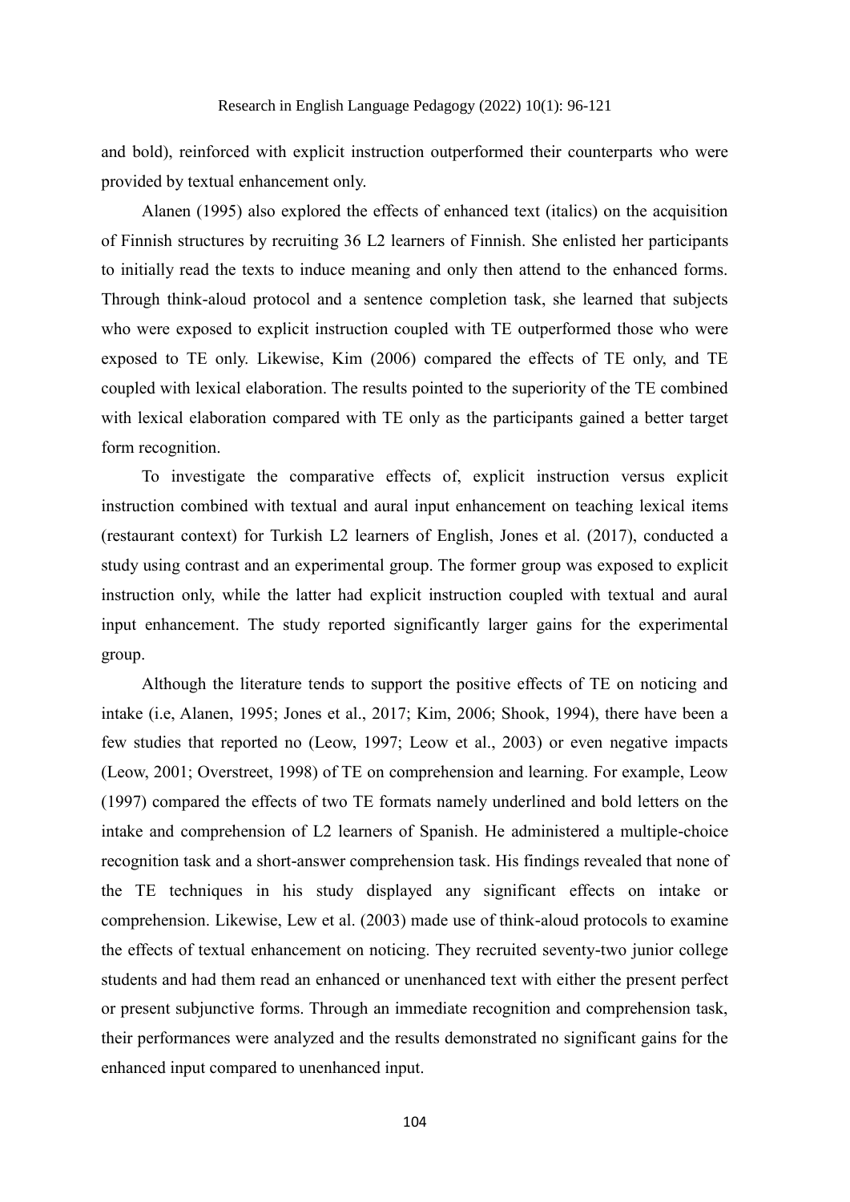and bold), reinforced with explicit instruction outperformed their counterparts who were provided by textual enhancement only.

Alanen (1995) also explored the effects of enhanced text (italics) on the acquisition of Finnish structures by recruiting 36 L2 learners of Finnish. She enlisted her participants to initially read the texts to induce meaning and only then attend to the enhanced forms. Through think-aloud protocol and a sentence completion task, she learned that subjects who were exposed to explicit instruction coupled with TE outperformed those who were exposed to TE only. Likewise, Kim (2006) compared the effects of TE only, and TE coupled with lexical elaboration. The results pointed to the superiority of the TE combined with lexical elaboration compared with TE only as the participants gained a better target form recognition.

To investigate the comparative effects of, explicit instruction versus explicit instruction combined with textual and aural input enhancement on teaching lexical items (restaurant context) for Turkish L2 learners of English, Jones et al. (2017), conducted a study using contrast and an experimental group. The former group was exposed to explicit instruction only, while the latter had explicit instruction coupled with textual and aural input enhancement. The study reported significantly larger gains for the experimental group.

Although the literature tends to support the positive effects of TE on noticing and intake (i.e, Alanen, 1995; Jones et al., 2017; Kim, 2006; Shook, 1994), there have been a few studies that reported no (Leow, 1997; Leow et al., 2003) or even negative impacts (Leow, 2001; Overstreet, 1998) of TE on comprehension and learning. For example, Leow (1997) compared the effects of two TE formats namely underlined and bold letters on the intake and comprehension of L2 learners of Spanish. He administered a multiple-choice recognition task and a short-answer comprehension task. His findings revealed that none of the TE techniques in his study displayed any significant effects on intake or comprehension. Likewise, Lew et al. (2003) made use of think-aloud protocols to examine the effects of textual enhancement on noticing. They recruited seventy-two junior college students and had them read an enhanced or unenhanced text with either the present perfect or present subjunctive forms. Through an immediate recognition and comprehension task, their performances were analyzed and the results demonstrated no significant gains for the enhanced input compared to unenhanced input.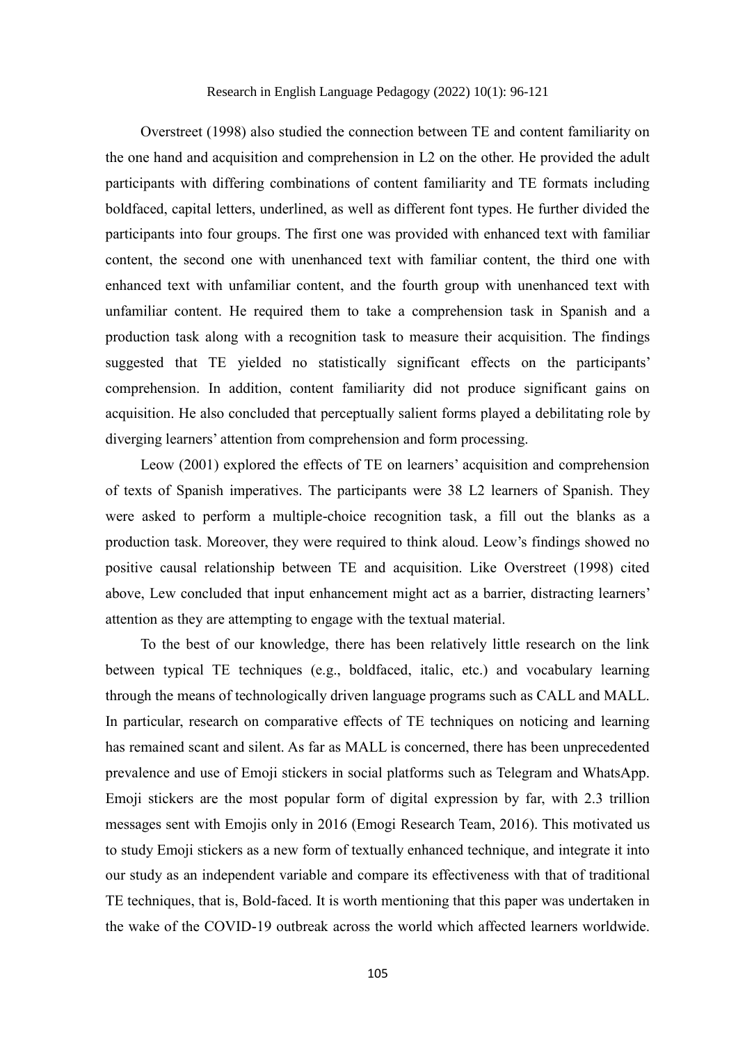Overstreet (1998) also studied the connection between TE and content familiarity on the one hand and acquisition and comprehension in L2 on the other. He provided the adult participants with differing combinations of content familiarity and TE formats including boldfaced, capital letters, underlined, as well as different font types. He further divided the participants into four groups. The first one was provided with enhanced text with familiar content, the second one with unenhanced text with familiar content, the third one with enhanced text with unfamiliar content, and the fourth group with unenhanced text with unfamiliar content. He required them to take a comprehension task in Spanish and a production task along with a recognition task to measure their acquisition. The findings suggested that TE yielded no statistically significant effects on the participants' comprehension. In addition, content familiarity did not produce significant gains on acquisition. He also concluded that perceptually salient forms played a debilitating role by diverging learners' attention from comprehension and form processing.

Leow (2001) explored the effects of TE on learners' acquisition and comprehension of texts of Spanish imperatives. The participants were 38 L2 learners of Spanish. They were asked to perform a multiple-choice recognition task, a fill out the blanks as a production task. Moreover, they were required to think aloud. Leow's findings showed no positive causal relationship between TE and acquisition. Like Overstreet (1998) cited above, Lew concluded that input enhancement might act as a barrier, distracting learners' attention as they are attempting to engage with the textual material.

To the best of our knowledge, there has been relatively little research on the link between typical TE techniques (e.g., boldfaced, italic, etc.) and vocabulary learning through the means of technologically driven language programs such as CALL and MALL. In particular, research on comparative effects of TE techniques on noticing and learning has remained scant and silent. As far as MALL is concerned, there has been unprecedented prevalence and use of Emoji stickers in social platforms such as Telegram and WhatsApp. Emoji stickers are the most popular form of digital expression by far, with 2.3 trillion messages sent with Emojis only in 2016 (Emogi Research Team, 2016). This motivated us to study Emoji stickers as a new form of textually enhanced technique, and integrate it into our study as an independent variable and compare its effectiveness with that of traditional TE techniques, that is, Bold-faced. It is worth mentioning that this paper was undertaken in the wake of the COVID-19 outbreak across the world which affected learners worldwide.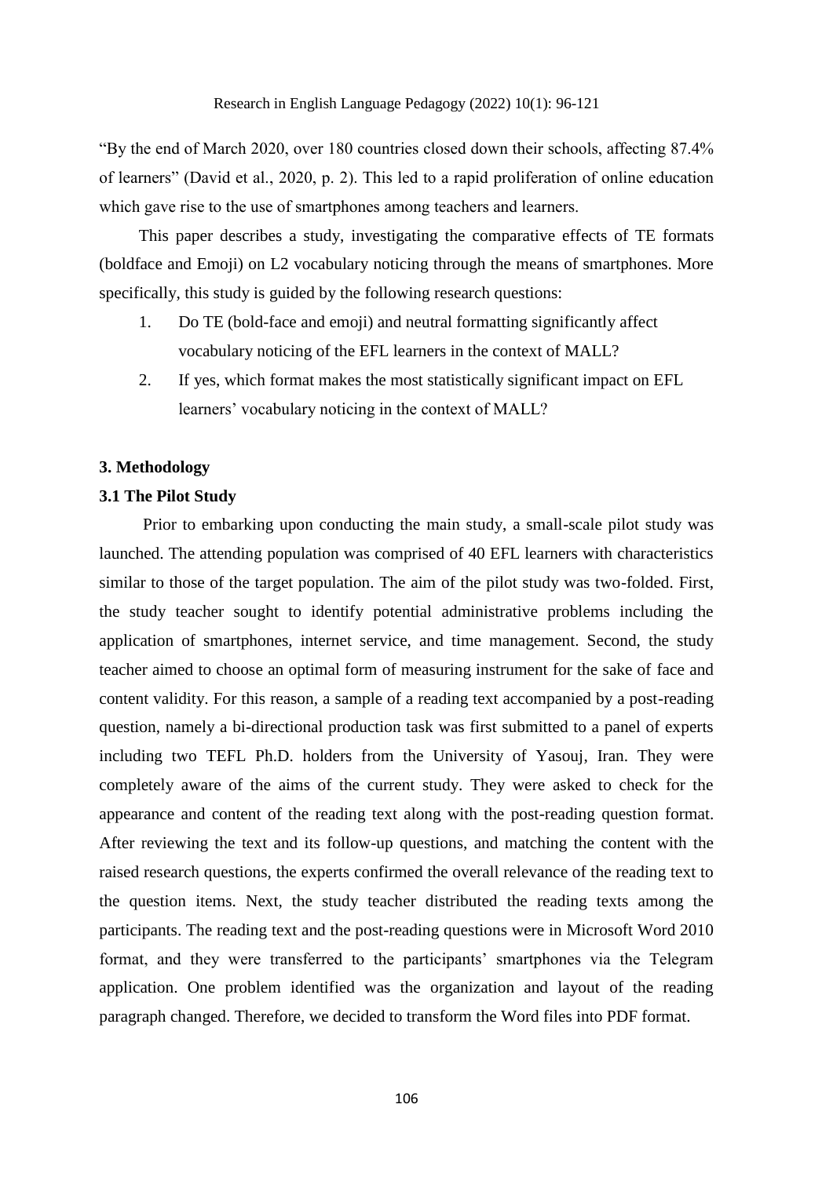"By the end of March 2020, over 180 countries closed down their schools, affecting 87.4% of learners" (David et al., 2020, p. 2). This led to a rapid proliferation of online education which gave rise to the use of smartphones among teachers and learners.

This paper describes a study, investigating the comparative effects of TE formats (boldface and Emoji) on L2 vocabulary noticing through the means of smartphones. More specifically, this study is guided by the following research questions:

1. Do TE (bold-face and emoji) and neutral formatting significantly affect vocabulary noticing of the EFL learners in the context of MALL?
2. If yes, which format makes the most statistically significant impact on EFL learners' vocabulary noticing in the context of MALL?

## 3. Methodology

### 3.1 The Pilot Study

Prior to embarking upon conducting the main study, a small-scale pilot study was launched. The attending population was comprised of 40 EFL learners with characteristics similar to those of the target population. The aim of the pilot study was two-folded. First, the study teacher sought to identify potential administrative problems including the application of smartphones, internet service, and time management. Second, the study teacher aimed to choose an optimal form of measuring instrument for the sake of face and content validity. For this reason, a sample of a reading text accompanied by a post-reading question, namely a bi-directional production task was first submitted to a panel of experts including two TEFL Ph.D. holders from the University of Yasouj, Iran. They were completely aware of the aims of the current study. They were asked to check for the appearance and content of the reading text along with the post-reading question format. After reviewing the text and its follow-up questions, and matching the content with the raised research questions, the experts confirmed the overall relevance of the reading text to the question items. Next, the study teacher distributed the reading texts among the participants. The reading text and the post-reading questions were in Microsoft Word 2010 format, and they were transferred to the participants' smartphones via the Telegram application. One problem identified was the organization and layout of the reading paragraph changed. Therefore, we decided to transform the Word files into PDF format.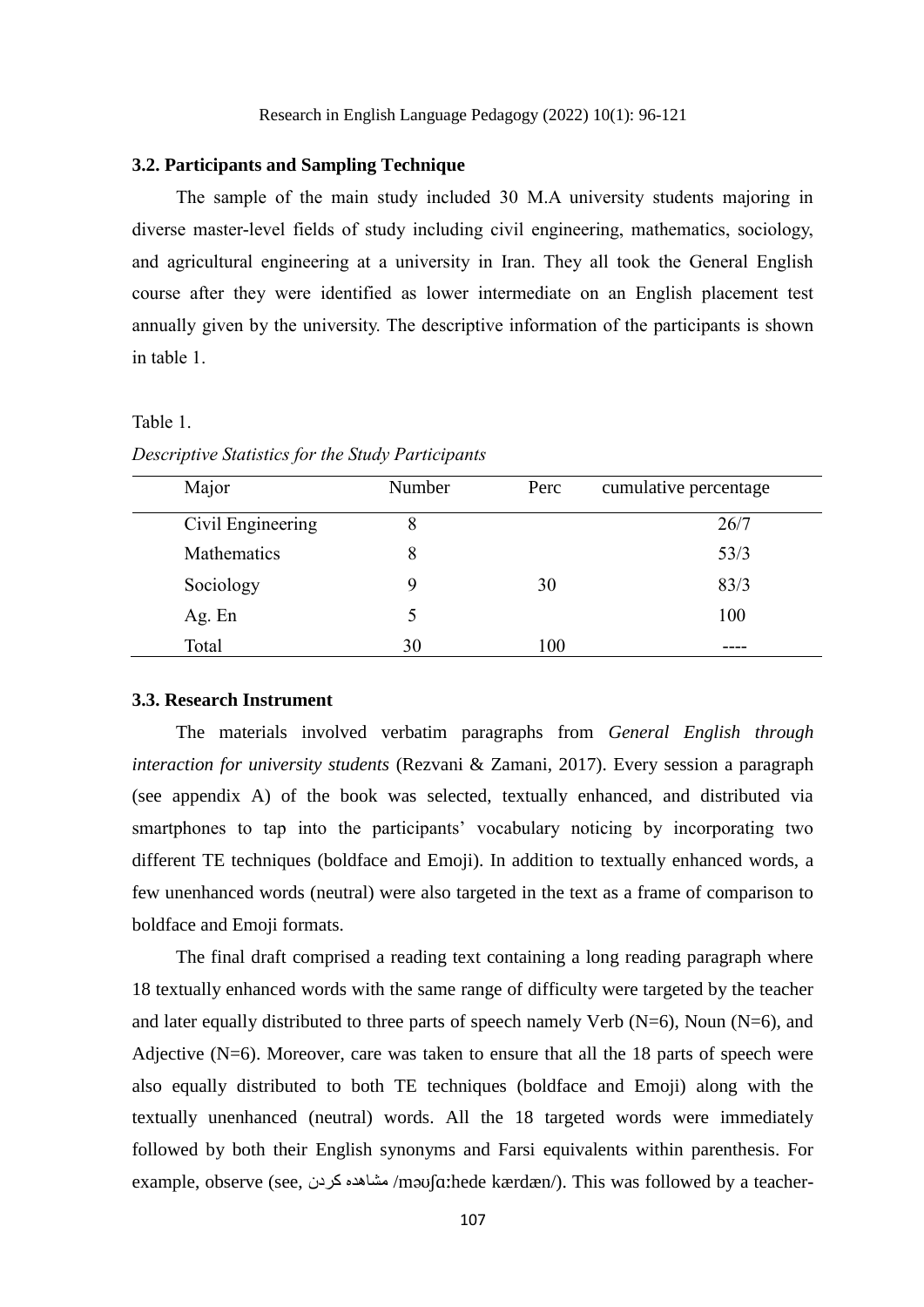### 3.2. Participants and Sampling Technique

The sample of the main study included 30 M.A university students majoring in diverse master-level fields of study including civil engineering, mathematics, sociology, and agricultural engineering at a university in Iran. They all took the General English course after they were identified as lower intermediate on an English placement test annually given by the university. The descriptive information of the participants is shown in table 1.

Table 1.

*Descriptive Statistics for the Study Participants*

| Major | Number | Perc | cumulative percentage |
|---|---|---|---|
| Civil Engineering | 8 | | 26/7 |
| Mathematics | 8 | | 53/3 |
| Sociology | 9 | 30 | 83/3 |
| Ag. En | 5 | | 100 |
| Total | 30 | 100 | ---- |

### 3.3. Research Instrument

The materials involved verbatim paragraphs from *General English through interaction for university students* (Rezvani & Zamani, 2017). Every session a paragraph (see appendix A) of the book was selected, textually enhanced, and distributed via smartphones to tap into the participants' vocabulary noticing by incorporating two different TE techniques (boldface and Emoji). In addition to textually enhanced words, a few unenhanced words (neutral) were also targeted in the text as a frame of comparison to boldface and Emoji formats.

The final draft comprised a reading text containing a long reading paragraph where 18 textually enhanced words with the same range of difficulty were targeted by the teacher and later equally distributed to three parts of speech namely Verb (N=6), Noun (N=6), and Adjective (N=6). Moreover, care was taken to ensure that all the 18 parts of speech were also equally distributed to both TE techniques (boldface and Emoji) along with the textually unenhanced (neutral) words. All the 18 targeted words were immediately followed by both their English synonyms and Farsi equivalents within parenthesis. For example, observe (see, مشاهده کردن /məʊʃɑːhede kærdæn/). This was followed by a teacher-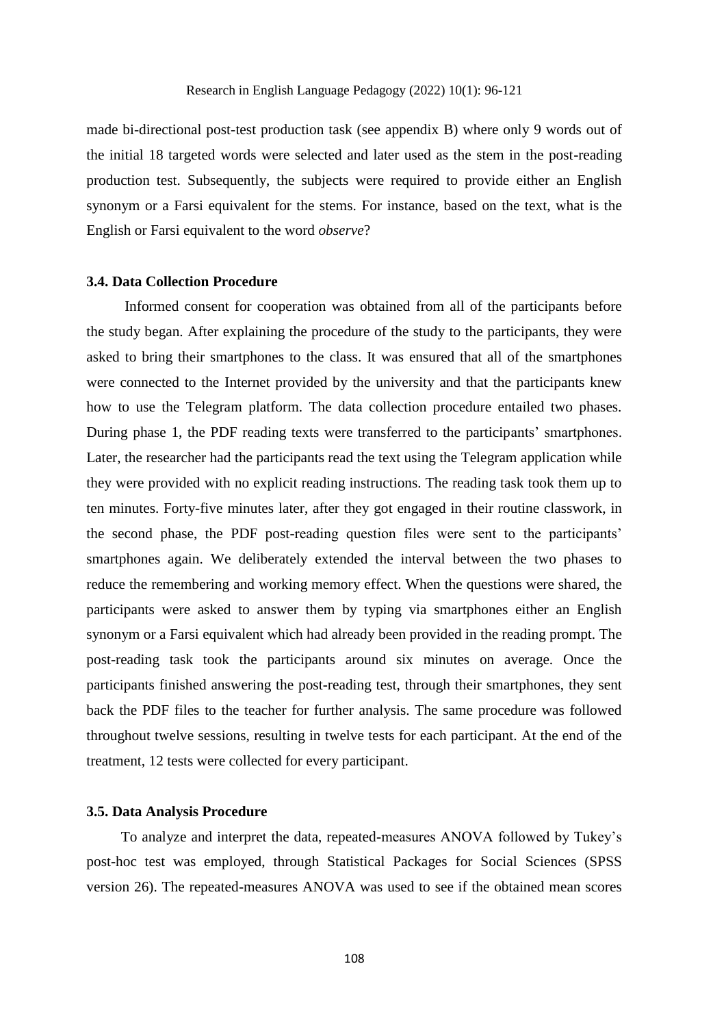made bi-directional post-test production task (see appendix B) where only 9 words out of the initial 18 targeted words were selected and later used as the stem in the post-reading production test. Subsequently, the subjects were required to provide either an English synonym or a Farsi equivalent for the stems. For instance, based on the text, what is the English or Farsi equivalent to the word *observe*?

### 3.4. Data Collection Procedure

Informed consent for cooperation was obtained from all of the participants before the study began. After explaining the procedure of the study to the participants, they were asked to bring their smartphones to the class. It was ensured that all of the smartphones were connected to the Internet provided by the university and that the participants knew how to use the Telegram platform. The data collection procedure entailed two phases. During phase 1, the PDF reading texts were transferred to the participants' smartphones. Later, the researcher had the participants read the text using the Telegram application while they were provided with no explicit reading instructions. The reading task took them up to ten minutes. Forty-five minutes later, after they got engaged in their routine classwork, in the second phase, the PDF post-reading question files were sent to the participants' smartphones again. We deliberately extended the interval between the two phases to reduce the remembering and working memory effect. When the questions were shared, the participants were asked to answer them by typing via smartphones either an English synonym or a Farsi equivalent which had already been provided in the reading prompt. The post-reading task took the participants around six minutes on average. Once the participants finished answering the post-reading test, through their smartphones, they sent back the PDF files to the teacher for further analysis. The same procedure was followed throughout twelve sessions, resulting in twelve tests for each participant. At the end of the treatment, 12 tests were collected for every participant.

### 3.5. Data Analysis Procedure

To analyze and interpret the data, repeated-measures ANOVA followed by Tukey's post-hoc test was employed, through Statistical Packages for Social Sciences (SPSS version 26). The repeated-measures ANOVA was used to see if the obtained mean scores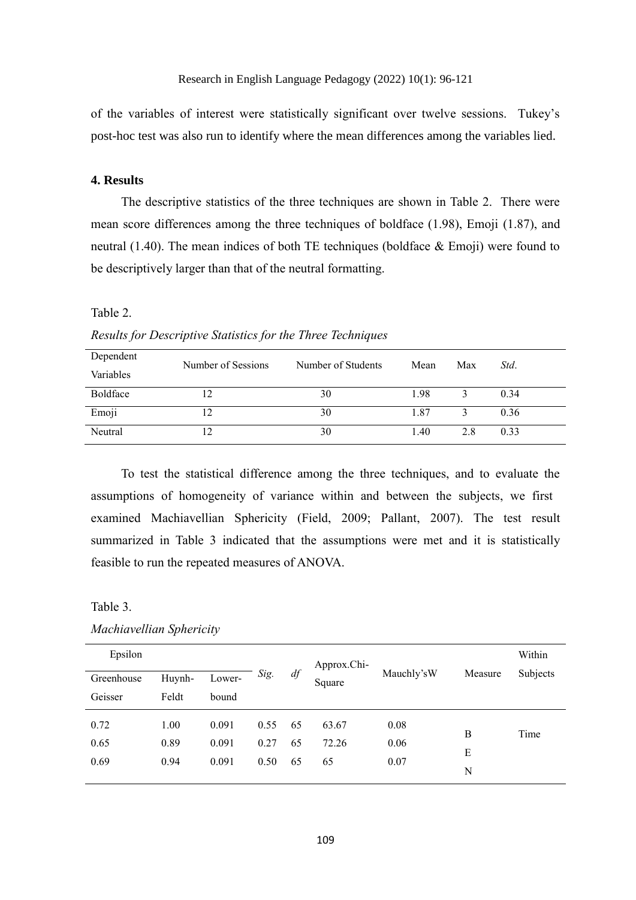of the variables of interest were statistically significant over twelve sessions. Tukey's post-hoc test was also run to identify where the mean differences among the variables lied.

### 4. Results

The descriptive statistics of the three techniques are shown in Table 2. There were mean score differences among the three techniques of boldface (1.98), Emoji (1.87), and neutral (1.40). The mean indices of both TE techniques (boldface & Emoji) were found to be descriptively larger than that of the neutral formatting.

Table 2.

*Results for Descriptive Statistics for the Three Techniques*

| Dependent Variables | Number of Sessions | Number of Students | Mean | Max | *Std*. |
|---|---|---|---|---|---|
| Boldface | 12 | 30 | 1.98 | 3 | 0.34 |
| Emoji | 12 | 30 | 1.87 | 3 | 0.36 |
| Neutral | 12 | 30 | 1.40 | 2.8 | 0.33 |

To test the statistical difference among the three techniques, and to evaluate the assumptions of homogeneity of variance within and between the subjects, we first examined Machiavellian Sphericity (Field, 2009; Pallant, 2007). The test result summarized in Table 3 indicated that the assumptions were met and it is statistically feasible to run the repeated measures of ANOVA.

Table 3.

*Machiavellian Sphericity*

| Epsilon | | | *Sig.* | *df* | Approx.Chi-Square | Mauchly'sW | Measure | Within Subjects |
|---|---|---|---|---|---|---|---|---|
| Greenhouse Geisser | Huynh-Feldt | Lower-bound | | | | | | |
| 0.72 | 1.00 | 0.091 | 0.55 | 65 | 63.67 | 0.08 | B | Time |
| 0.65 | 0.89 | 0.091 | 0.27 | 65 | 72.26 | 0.06 | E | |
| 0.69 | 0.94 | 0.091 | 0.50 | 65 | 65 | 0.07 | N | |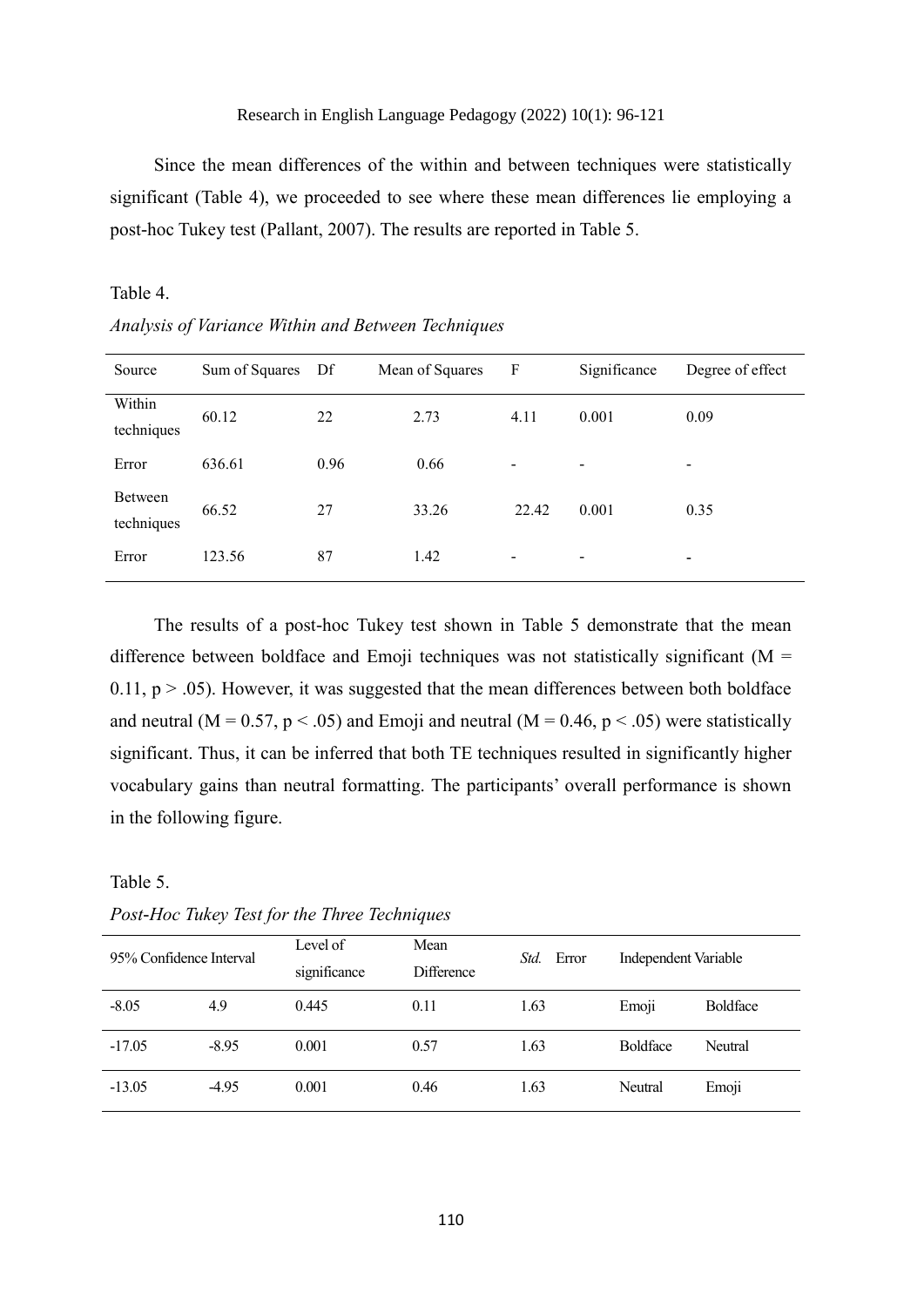Since the mean differences of the within and between techniques were statistically significant (Table 4), we proceeded to see where these mean differences lie employing a post-hoc Tukey test (Pallant, 2007). The results are reported in Table 5.

Table 4.

*Analysis of Variance Within and Between Techniques*

| Source | Sum of Squares | Df | Mean of Squares | F | Significance | Degree of effect |
|---|---|---|---|---|---|---|
| Within techniques | 60.12 | 22 | 2.73 | 4.11 | 0.001 | 0.09 |
| Error | 636.61 | 0.96 | 0.66 | - | - | - |
| Between techniques | 66.52 | 27 | 33.26 | 22.42 | 0.001 | 0.35 |
| Error | 123.56 | 87 | 1.42 | - | - | - |

The results of a post-hoc Tukey test shown in Table 5 demonstrate that the mean difference between boldface and Emoji techniques was not statistically significant ($M = 0.11$, $p > .05$). However, it was suggested that the mean differences between both boldface and neutral ($M = 0.57$, $p < .05$) and Emoji and neutral ($M = 0.46$, $p < .05$) were statistically significant. Thus, it can be inferred that both TE techniques resulted in significantly higher vocabulary gains than neutral formatting. The participants' overall performance is shown in the following figure.

Table 5.

*Post-Hoc Tukey Test for the Three Techniques*

| 95% Confidence Interval | | Level of significance | Mean Difference | *Std.* Error | Independent Variable | |
|---|---|---|---|---|---|---|
| -8.05 | 4.9 | 0.445 | 0.11 | 1.63 | Emoji | Boldface |
| -17.05 | -8.95 | 0.001 | 0.57 | 1.63 | Boldface | Neutral |
| -13.05 | -4.95 | 0.001 | 0.46 | 1.63 | Neutral | Emoji |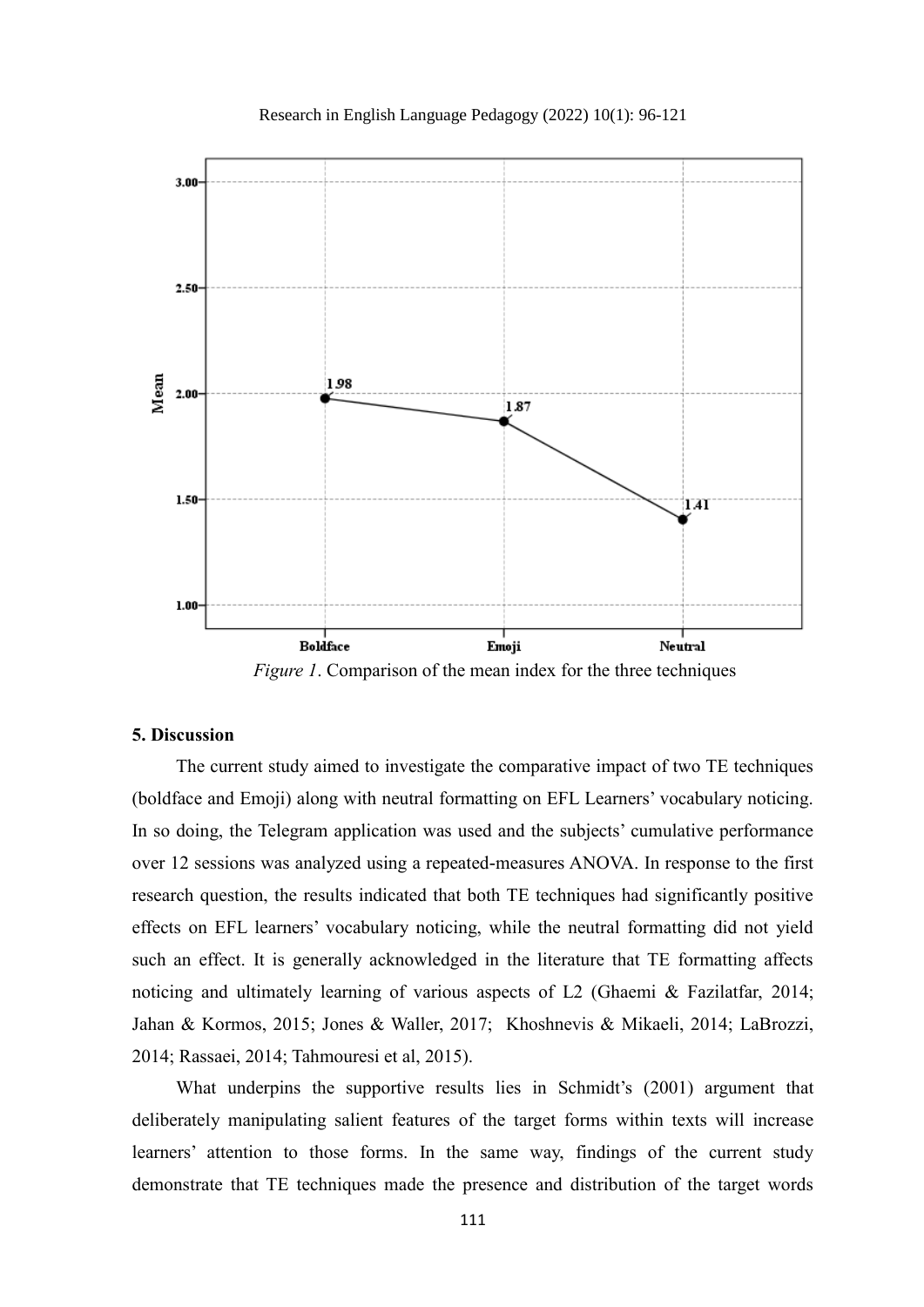*Figure 1*. Comparison of the mean index for the three techniques

## 5. Discussion

The current study aimed to investigate the comparative impact of two TE techniques (boldface and Emoji) along with neutral formatting on EFL Learners' vocabulary noticing. In so doing, the Telegram application was used and the subjects' cumulative performance over 12 sessions was analyzed using a repeated-measures ANOVA. In response to the first research question, the results indicated that both TE techniques had significantly positive effects on EFL learners' vocabulary noticing, while the neutral formatting did not yield such an effect. It is generally acknowledged in the literature that TE formatting affects noticing and ultimately learning of various aspects of L2 (Ghaemi & Fazilatfar, 2014; Jahan & Kormos, 2015; Jones & Waller, 2017; Khoshnevis & Mikaeli, 2014; LaBrozzi, 2014; Rassaei, 2014; Tahmouresi et al, 2015).

What underpins the supportive results lies in Schmidt's (2001) argument that deliberately manipulating salient features of the target forms within texts will increase learners' attention to those forms. In the same way, findings of the current study demonstrate that TE techniques made the presence and distribution of the target words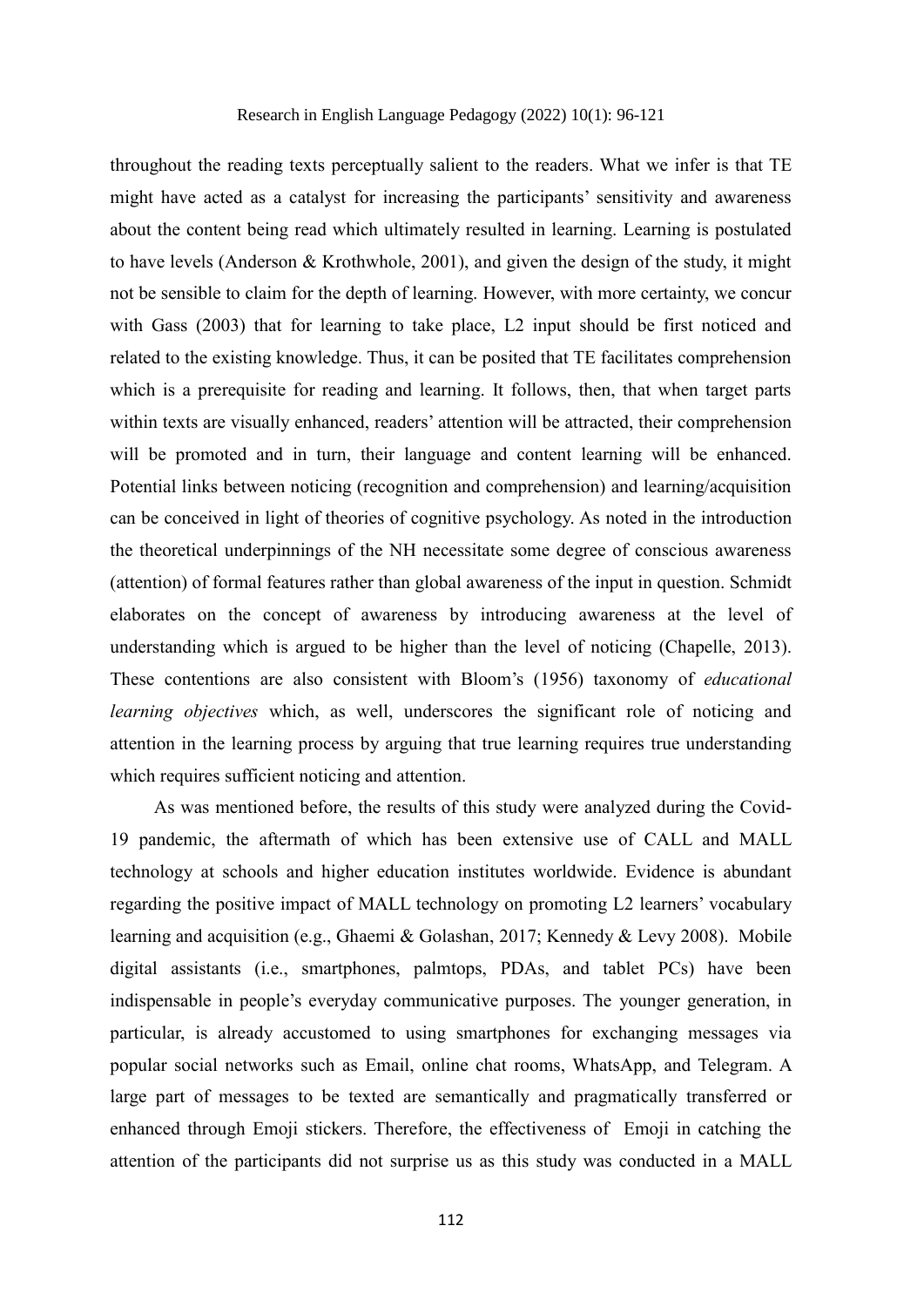throughout the reading texts perceptually salient to the readers. What we infer is that TE might have acted as a catalyst for increasing the participants' sensitivity and awareness about the content being read which ultimately resulted in learning. Learning is postulated to have levels (Anderson & Krothwhole, 2001), and given the design of the study, it might not be sensible to claim for the depth of learning. However, with more certainty, we concur with Gass (2003) that for learning to take place, L2 input should be first noticed and related to the existing knowledge. Thus, it can be posited that TE facilitates comprehension which is a prerequisite for reading and learning. It follows, then, that when target parts within texts are visually enhanced, readers' attention will be attracted, their comprehension will be promoted and in turn, their language and content learning will be enhanced. Potential links between noticing (recognition and comprehension) and learning/acquisition can be conceived in light of theories of cognitive psychology. As noted in the introduction the theoretical underpinnings of the NH necessitate some degree of conscious awareness (attention) of formal features rather than global awareness of the input in question. Schmidt elaborates on the concept of awareness by introducing awareness at the level of understanding which is argued to be higher than the level of noticing (Chapelle, 2013). These contentions are also consistent with Bloom's (1956) taxonomy of *educational learning objectives* which, as well, underscores the significant role of noticing and attention in the learning process by arguing that true learning requires true understanding which requires sufficient noticing and attention.

As was mentioned before, the results of this study were analyzed during the Covid-19 pandemic, the aftermath of which has been extensive use of CALL and MALL technology at schools and higher education institutes worldwide. Evidence is abundant regarding the positive impact of MALL technology on promoting L2 learners' vocabulary learning and acquisition (e.g., Ghaemi & Golashan, 2017; Kennedy & Levy 2008). Mobile digital assistants (i.e., smartphones, palmtops, PDAs, and tablet PCs) have been indispensable in people's everyday communicative purposes. The younger generation, in particular, is already accustomed to using smartphones for exchanging messages via popular social networks such as Email, online chat rooms, WhatsApp, and Telegram. A large part of messages to be texted are semantically and pragmatically transferred or enhanced through Emoji stickers. Therefore, the effectiveness of Emoji in catching the attention of the participants did not surprise us as this study was conducted in a MALL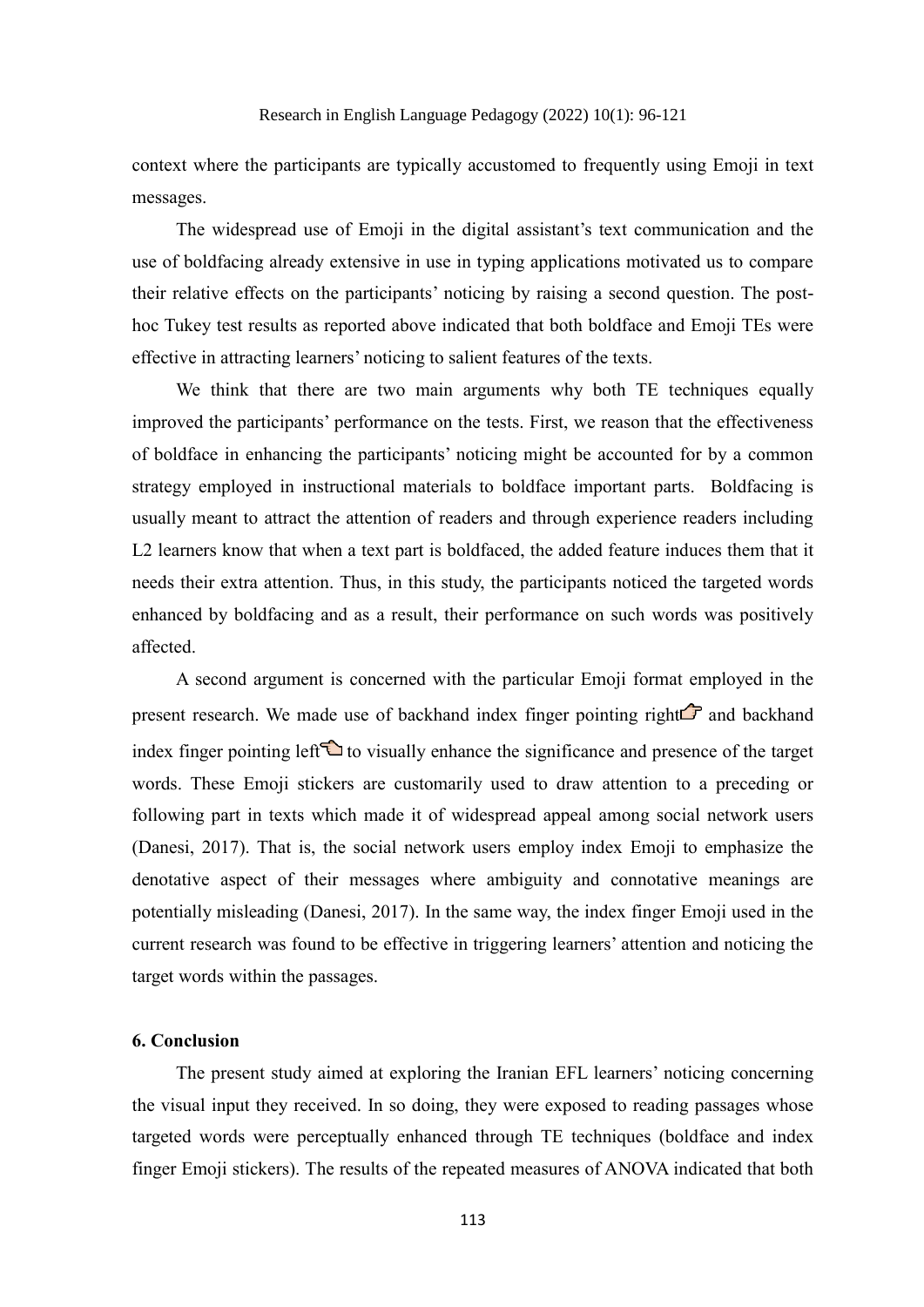context where the participants are typically accustomed to frequently using Emoji in text messages.

The widespread use of Emoji in the digital assistant's text communication and the use of boldfacing already extensive in use in typing applications motivated us to compare their relative effects on the participants' noticing by raising a second question. The post-hoc Tukey test results as reported above indicated that both boldface and Emoji TEs were effective in attracting learners' noticing to salient features of the texts.

We think that there are two main arguments why both TE techniques equally improved the participants' performance on the tests. First, we reason that the effectiveness of boldface in enhancing the participants' noticing might be accounted for by a common strategy employed in instructional materials to boldface important parts. Boldfacing is usually meant to attract the attention of readers and through experience readers including L2 learners know that when a text part is boldfaced, the added feature induces them that it needs their extra attention. Thus, in this study, the participants noticed the targeted words enhanced by boldfacing and as a result, their performance on such words was positively affected.

A second argument is concerned with the particular Emoji format employed in the present research. We made use of backhand index finger pointing right👉 and backhand index finger pointing left👈 to visually enhance the significance and presence of the target words. These Emoji stickers are customarily used to draw attention to a preceding or following part in texts which made it of widespread appeal among social network users (Danesi, 2017). That is, the social network users employ index Emoji to emphasize the denotative aspect of their messages where ambiguity and connotative meanings are potentially misleading (Danesi, 2017). In the same way, the index finger Emoji used in the current research was found to be effective in triggering learners' attention and noticing the target words within the passages.

## 6. Conclusion

The present study aimed at exploring the Iranian EFL learners' noticing concerning the visual input they received. In so doing, they were exposed to reading passages whose targeted words were perceptually enhanced through TE techniques (boldface and index finger Emoji stickers). The results of the repeated measures of ANOVA indicated that both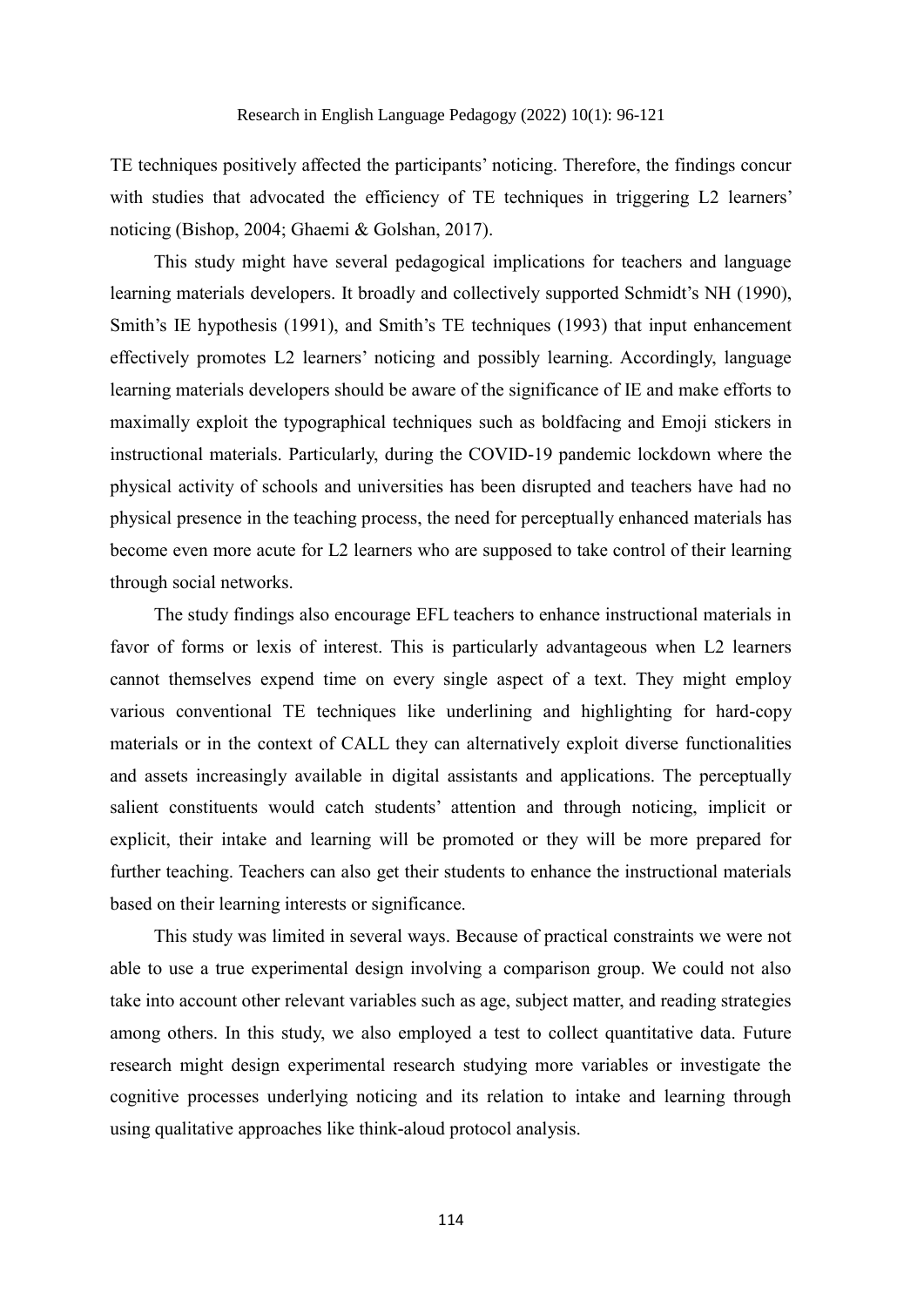TE techniques positively affected the participants' noticing. Therefore, the findings concur with studies that advocated the efficiency of TE techniques in triggering L2 learners' noticing (Bishop, 2004; Ghaemi & Golshan, 2017).

This study might have several pedagogical implications for teachers and language learning materials developers. It broadly and collectively supported Schmidt's NH (1990), Smith's IE hypothesis (1991), and Smith's TE techniques (1993) that input enhancement effectively promotes L2 learners' noticing and possibly learning. Accordingly, language learning materials developers should be aware of the significance of IE and make efforts to maximally exploit the typographical techniques such as boldfacing and Emoji stickers in instructional materials. Particularly, during the COVID-19 pandemic lockdown where the physical activity of schools and universities has been disrupted and teachers have had no physical presence in the teaching process, the need for perceptually enhanced materials has become even more acute for L2 learners who are supposed to take control of their learning through social networks.

The study findings also encourage EFL teachers to enhance instructional materials in favor of forms or lexis of interest. This is particularly advantageous when L2 learners cannot themselves expend time on every single aspect of a text. They might employ various conventional TE techniques like underlining and highlighting for hard-copy materials or in the context of CALL they can alternatively exploit diverse functionalities and assets increasingly available in digital assistants and applications. The perceptually salient constituents would catch students' attention and through noticing, implicit or explicit, their intake and learning will be promoted or they will be more prepared for further teaching. Teachers can also get their students to enhance the instructional materials based on their learning interests or significance.

This study was limited in several ways. Because of practical constraints we were not able to use a true experimental design involving a comparison group. We could not also take into account other relevant variables such as age, subject matter, and reading strategies among others. In this study, we also employed a test to collect quantitative data. Future research might design experimental research studying more variables or investigate the cognitive processes underlying noticing and its relation to intake and learning through using qualitative approaches like think-aloud protocol analysis.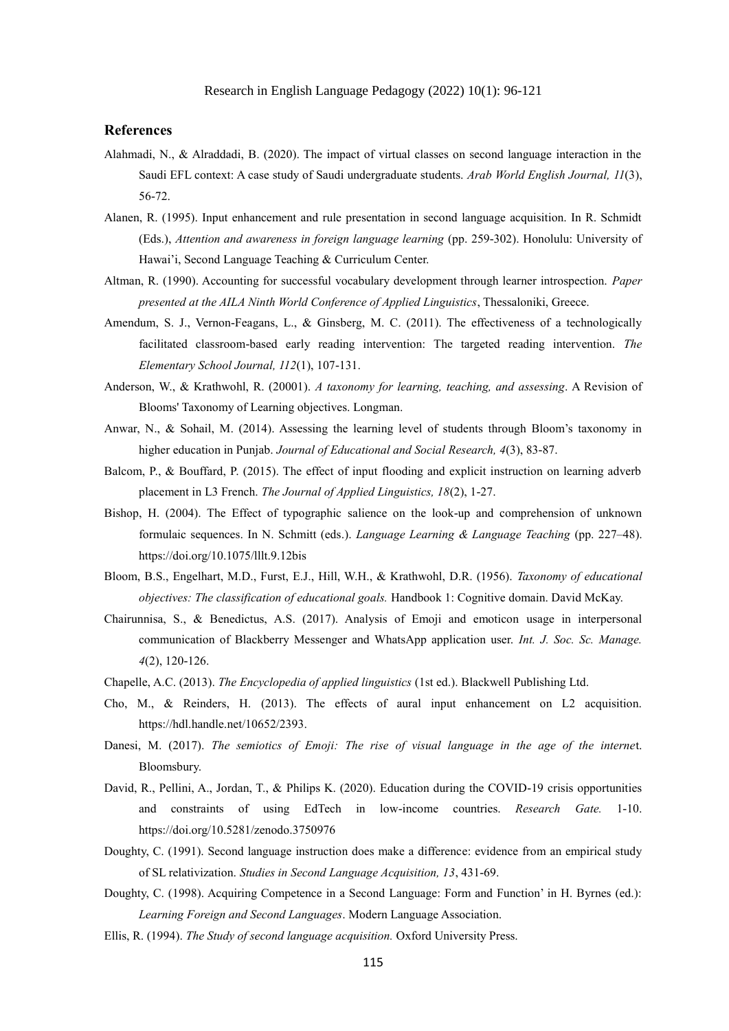## References

Alahmadi, N., & Alraddadi, B. (2020). The impact of virtual classes on second language interaction in the Saudi EFL context: A case study of Saudi undergraduate students. *Arab World English Journal, 11*(3), 56-72.

Alanen, R. (1995). Input enhancement and rule presentation in second language acquisition. In R. Schmidt (Eds.), *Attention and awareness in foreign language learning* (pp. 259-302). Honolulu: University of Hawai'i, Second Language Teaching & Curriculum Center.

Altman, R. (1990). Accounting for successful vocabulary development through learner introspection. *Paper presented at the AILA Ninth World Conference of Applied Linguistics*, Thessaloniki, Greece.

Amendum, S. J., Vernon-Feagans, L., & Ginsberg, M. C. (2011). The effectiveness of a technologically facilitated classroom-based early reading intervention: The targeted reading intervention. *The Elementary School Journal, 112*(1), 107-131.

Anderson, W., & Krathwohl, R. (20001). *A taxonomy for learning, teaching, and assessing*. A Revision of Blooms' Taxonomy of Learning objectives. Longman.

Anwar, N., & Sohail, M. (2014). Assessing the learning level of students through Bloom's taxonomy in higher education in Punjab. *Journal of Educational and Social Research, 4*(3), 83-87.

Balcom, P., & Bouffard, P. (2015). The effect of input flooding and explicit instruction on learning adverb placement in L3 French. *The Journal of Applied Linguistics, 18*(2), 1-27.

Bishop, H. (2004). The Effect of typographic salience on the look-up and comprehension of unknown formulaic sequences. In N. Schmitt (eds.). *Language Learning & Language Teaching* (pp. 227–48). https://doi.org/10.1075/lllt.9.12bis

Bloom, B.S., Engelhart, M.D., Furst, E.J., Hill, W.H., & Krathwohl, D.R. (1956). *Taxonomy of educational objectives: The classification of educational goals.* Handbook 1: Cognitive domain. David McKay.

Chairunnisa, S., & Benedictus, A.S. (2017). Analysis of Emoji and emoticon usage in interpersonal communication of Blackberry Messenger and WhatsApp application user. *Int. J. Soc. Sc. Manage. 4*(2), 120-126.

Chapelle, A.C. (2013). *The Encyclopedia of applied linguistics* (1st ed.). Blackwell Publishing Ltd.

Cho, M., & Reinders, H. (2013). The effects of aural input enhancement on L2 acquisition. https://hdl.handle.net/10652/2393.

Danesi, M. (2017). *The semiotics of Emoji: The rise of visual language in the age of the internet*. Bloomsbury.

David, R., Pellini, A., Jordan, T., & Philips K. (2020). Education during the COVID-19 crisis opportunities and constraints of using EdTech in low-income countries. *Research Gate.* 1-10. https://doi.org/10.5281/zenodo.3750976

Doughty, C. (1991). Second language instruction does make a difference: evidence from an empirical study of SL relativization. *Studies in Second Language Acquisition, 13*, 431-69.

Doughty, C. (1998). Acquiring Competence in a Second Language: Form and Function' in H. Byrnes (ed.): *Learning Foreign and Second Languages*. Modern Language Association.

Ellis, R. (1994). *The Study of second language acquisition.* Oxford University Press.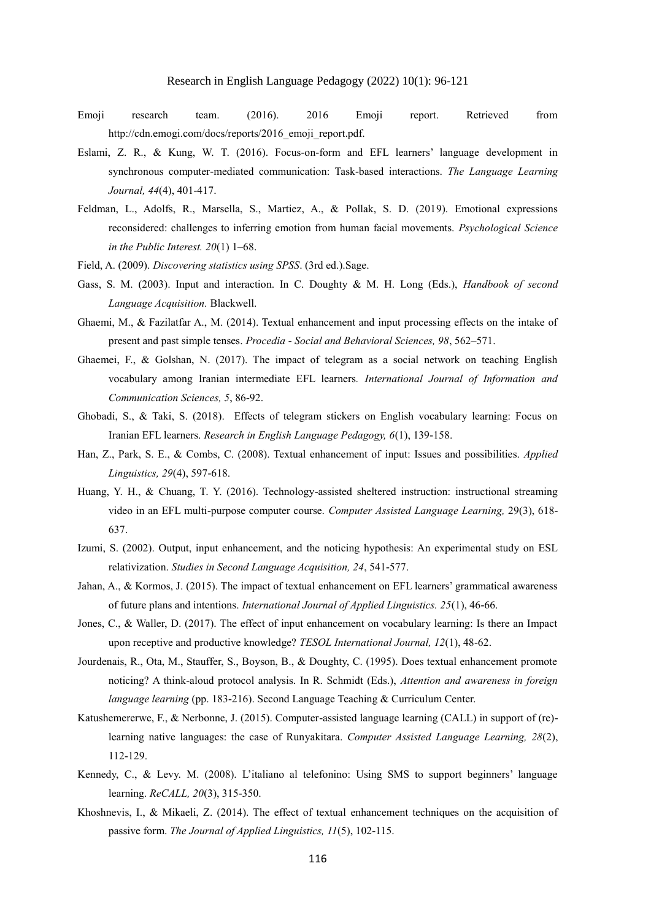Emoji research team. (2016). 2016 Emoji report. Retrieved from http://cdn.emogi.com/docs/reports/2016_emoji_report.pdf.

Eslami, Z. R., & Kung, W. T. (2016). Focus-on-form and EFL learners' language development in synchronous computer-mediated communication: Task-based interactions. *The Language Learning Journal, 44*(4), 401-417.

Feldman, L., Adolfs, R., Marsella, S., Martiez, A., & Pollak, S. D. (2019). Emotional expressions reconsidered: challenges to inferring emotion from human facial movements. *Psychological Science in the Public Interest. 20*(1) 1–68.

Field, A. (2009). *Discovering statistics using SPSS*. (3rd ed.).Sage.

Gass, S. M. (2003). Input and interaction. In C. Doughty & M. H. Long (Eds.), *Handbook of second Language Acquisition.* Blackwell.

Ghaemi, M., & Fazilatfar A., M. (2014). Textual enhancement and input processing effects on the intake of present and past simple tenses. *Procedia - Social and Behavioral Sciences, 98*, 562–571.

Ghaemei, F., & Golshan, N. (2017). The impact of telegram as a social network on teaching English vocabulary among Iranian intermediate EFL learners*. International Journal of Information and Communication Sciences, 5*, 86-92.

Ghobadi, S., & Taki, S. (2018). Effects of telegram stickers on English vocabulary learning: Focus on Iranian EFL learners. *Research in English Language Pedagogy, 6*(1), 139-158.

Han, Z., Park, S. E., & Combs, C. (2008). Textual enhancement of input: Issues and possibilities. *Applied Linguistics, 29*(4), 597-618.

Huang, Y. H., & Chuang, T. Y. (2016). Technology-assisted sheltered instruction: instructional streaming video in an EFL multi-purpose computer course. *Computer Assisted Language Learning,* 29(3), 618-637.

Izumi, S. (2002). Output, input enhancement, and the noticing hypothesis: An experimental study on ESL relativization. *Studies in Second Language Acquisition, 24*, 541-577.

Jahan, A., & Kormos, J. (2015). The impact of textual enhancement on EFL learners' grammatical awareness of future plans and intentions. *International Journal of Applied Linguistics. 25*(1), 46-66.

Jones, C., & Waller, D. (2017). The effect of input enhancement on vocabulary learning: Is there an Impact upon receptive and productive knowledge? *TESOL International Journal, 12*(1), 48-62.

Jourdenais, R., Ota, M., Stauffer, S., Boyson, B., & Doughty, C. (1995). Does textual enhancement promote noticing? A think-aloud protocol analysis. In R. Schmidt (Eds.), *Attention and awareness in foreign language learning* (pp. 183-216). Second Language Teaching & Curriculum Center.

Katushemererwe, F., & Nerbonne, J. (2015). Computer-assisted language learning (CALL) in support of (re)-learning native languages: the case of Runyakitara. *Computer Assisted Language Learning, 28*(2), 112-129.

Kennedy, C., & Levy. M. (2008). L'italiano al telefonino: Using SMS to support beginners' language learning. *ReCALL, 20*(3), 315-350.

Khoshnevis, I., & Mikaeli, Z. (2014). The effect of textual enhancement techniques on the acquisition of passive form. *The Journal of Applied Linguistics, 11*(5), 102-115.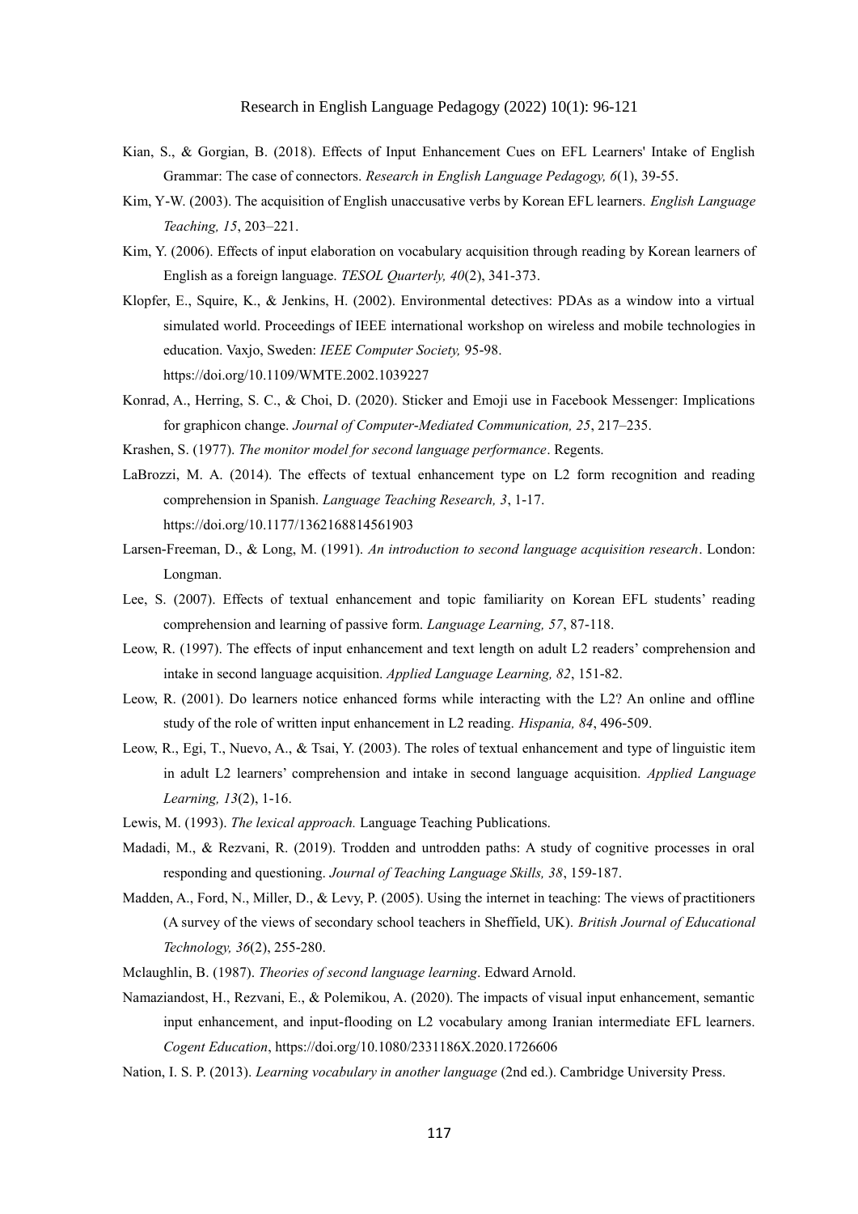Kian, S., & Gorgian, B. (2018). Effects of Input Enhancement Cues on EFL Learners' Intake of English Grammar: The case of connectors. *Research in English Language Pedagogy, 6*(1), 39-55.

Kim, Y-W. (2003). The acquisition of English unaccusative verbs by Korean EFL learners. *English Language Teaching, 15*, 203–221.

Kim, Y. (2006). Effects of input elaboration on vocabulary acquisition through reading by Korean learners of English as a foreign language. *TESOL Quarterly, 40*(2), 341-373.

Klopfer, E., Squire, K., & Jenkins, H. (2002). Environmental detectives: PDAs as a window into a virtual simulated world. Proceedings of IEEE international workshop on wireless and mobile technologies in education. Vaxjo, Sweden: *IEEE Computer Society,* 95-98. https://doi.org/10.1109/WMTE.2002.1039227

Konrad, A., Herring, S. C., & Choi, D. (2020). Sticker and Emoji use in Facebook Messenger: Implications for graphicon change. *Journal of Computer-Mediated Communication, 25*, 217–235.

Krashen, S. (1977). *The monitor model for second language performance*. Regents.

LaBrozzi, M. A. (2014). The effects of textual enhancement type on L2 form recognition and reading comprehension in Spanish. *Language Teaching Research, 3*, 1-17. https://doi.org/10.1177/1362168814561903

Larsen-Freeman, D., & Long, M. (1991). *An introduction to second language acquisition research*. London: Longman.

Lee, S. (2007). Effects of textual enhancement and topic familiarity on Korean EFL students' reading comprehension and learning of passive form. *Language Learning, 57*, 87-118.

Leow, R. (1997). The effects of input enhancement and text length on adult L2 readers' comprehension and intake in second language acquisition. *Applied Language Learning, 82*, 151-82.

Leow, R. (2001). Do learners notice enhanced forms while interacting with the L2? An online and offline study of the role of written input enhancement in L2 reading. *Hispania, 84*, 496-509.

Leow, R., Egi, T., Nuevo, A., & Tsai, Y. (2003). The roles of textual enhancement and type of linguistic item in adult L2 learners' comprehension and intake in second language acquisition. *Applied Language Learning, 13*(2), 1-16.

Lewis, M. (1993). *The lexical approach.* Language Teaching Publications.

Madadi, M., & Rezvani, R. (2019). Trodden and untrodden paths: A study of cognitive processes in oral responding and questioning. *Journal of Teaching Language Skills, 38*, 159-187.

Madden, A., Ford, N., Miller, D., & Levy, P. (2005). Using the internet in teaching: The views of practitioners (A survey of the views of secondary school teachers in Sheffield, UK). *British Journal of Educational Technology, 36*(2), 255-280.

Mclaughlin, B. (1987). *Theories of second language learning*. Edward Arnold.

Namaziandost, H., Rezvani, E., & Polemikou, A. (2020). The impacts of visual input enhancement, semantic input enhancement, and input-flooding on L2 vocabulary among Iranian intermediate EFL learners. *Cogent Education*, https://doi.org/10.1080/2331186X.2020.1726606

Nation, I. S. P. (2013). *Learning vocabulary in another language* (2nd ed.). Cambridge University Press.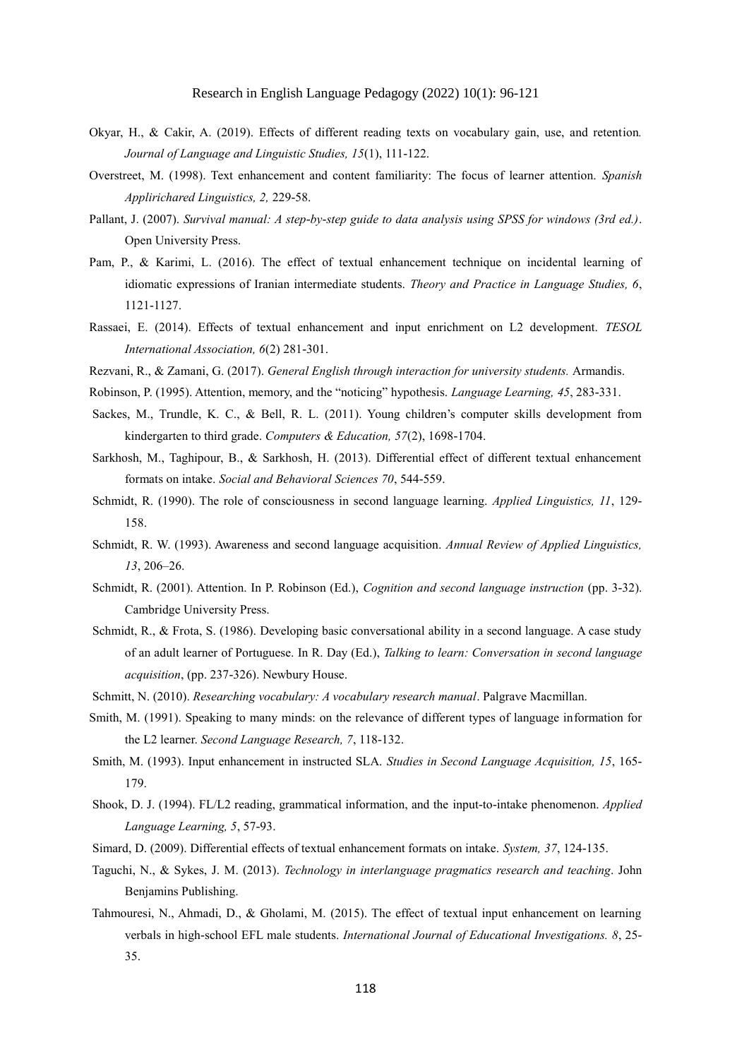Okyar, H., & Cakir, A. (2019). Effects of different reading texts on vocabulary gain, use, and retention. *Journal of Language and Linguistic Studies, 15*(1), 111-122.

Overstreet, M. (1998). Text enhancement and content familiarity: The focus of learner attention. *Spanish Applirichared Linguistics, 2,* 229-58.

Pallant, J. (2007). *Survival manual: A step-by-step guide to data analysis using SPSS for windows (3rd ed.)*. Open University Press.

Pam, P., & Karimi, L. (2016). The effect of textual enhancement technique on incidental learning of idiomatic expressions of Iranian intermediate students. *Theory and Practice in Language Studies, 6*, 1121-1127.

Rassaei, E. (2014). Effects of textual enhancement and input enrichment on L2 development. *TESOL International Association, 6*(2) 281-301.

Rezvani, R., & Zamani, G. (2017). *General English through interaction for university students.* Armandis.

Robinson, P. (1995). Attention, memory, and the "noticing" hypothesis. *Language Learning, 45*, 283-331.

Sackes, M., Trundle, K. C., & Bell, R. L. (2011). Young children's computer skills development from kindergarten to third grade. *Computers & Education, 57*(2), 1698-1704.

Sarkhosh, M., Taghipour, B., & Sarkhosh, H. (2013). Differential effect of different textual enhancement formats on intake. *Social and Behavioral Sciences 70*, 544-559.

Schmidt, R. (1990). The role of consciousness in second language learning. *Applied Linguistics, 11*, 129-158.

Schmidt, R. W. (1993). Awareness and second language acquisition. *Annual Review of Applied Linguistics, 13*, 206–26.

Schmidt, R. (2001). Attention. In P. Robinson (Ed.), *Cognition and second language instruction* (pp. 3-32). Cambridge University Press.

Schmidt, R., & Frota, S. (1986). Developing basic conversational ability in a second language. A case study of an adult learner of Portuguese. In R. Day (Ed.), *Talking to learn: Conversation in second language acquisition*, (pp. 237-326). Newbury House.

Schmitt, N. (2010). *Researching vocabulary: A vocabulary research manual*. Palgrave Macmillan.

Smith, M. (1991). Speaking to many minds: on the relevance of different types of language information for the L2 learner. *Second Language Research, 7*, 118-132.

Smith, M. (1993). Input enhancement in instructed SLA. *Studies in Second Language Acquisition, 15*, 165-179.

Shook, D. J. (1994). FL/L2 reading, grammatical information, and the input-to-intake phenomenon. *Applied Language Learning, 5*, 57-93.

Simard, D. (2009). Differential effects of textual enhancement formats on intake. *System, 37*, 124-135.

Taguchi, N., & Sykes, J. M. (2013). *Technology in interlanguage pragmatics research and teaching*. John Benjamins Publishing.

Tahmouresi, N., Ahmadi, D., & Gholami, M. (2015). The effect of textual input enhancement on learning verbals in high-school EFL male students. *International Journal of Educational Investigations. 8*, 25-35.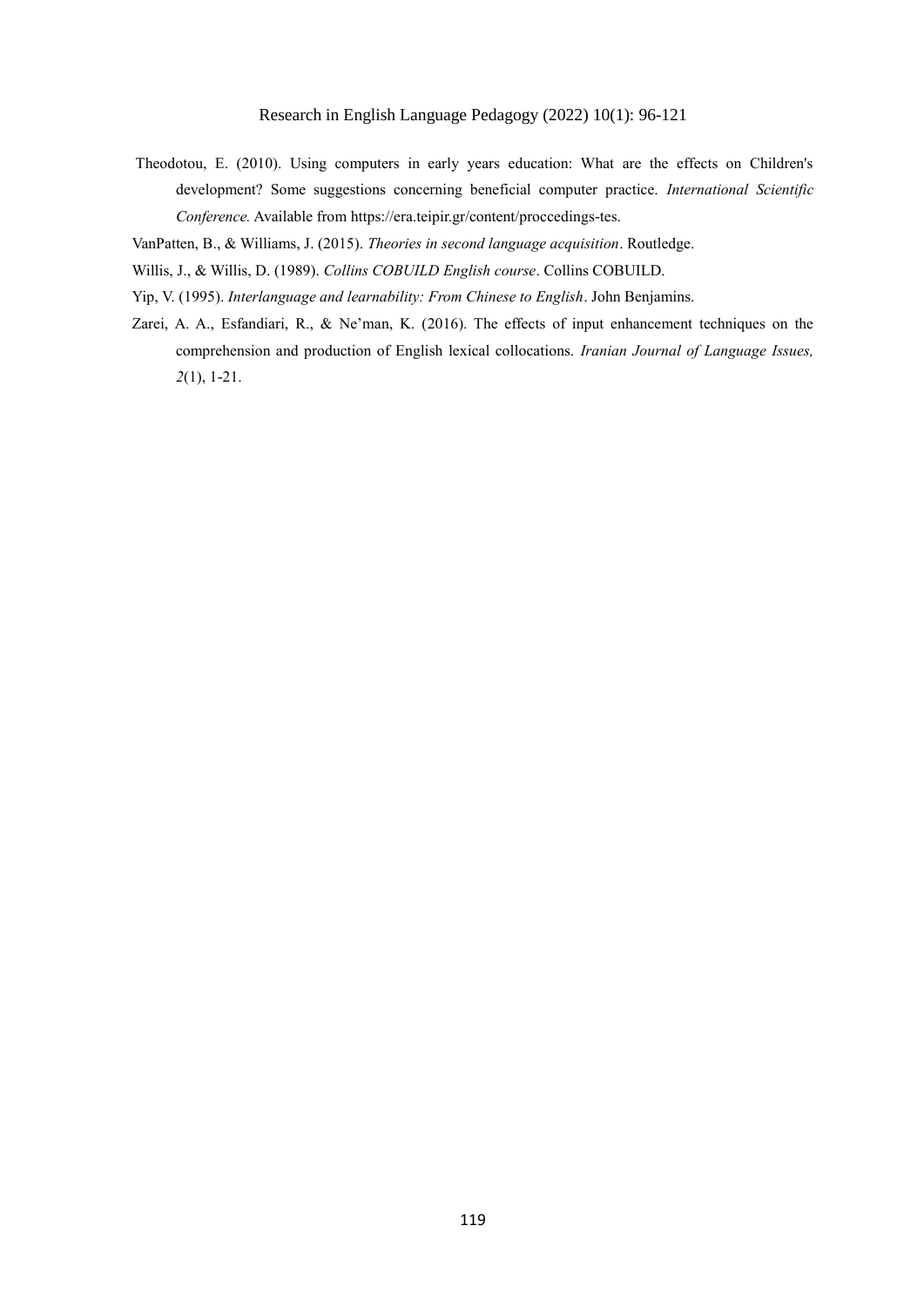Theodotou, E. (2010). Using computers in early years education: What are the effects on Children's development? Some suggestions concerning beneficial computer practice. *International Scientific Conference.* Available from https://era.teipir.gr/content/proccedings-tes.

VanPatten, B., & Williams, J. (2015). *Theories in second language acquisition*. Routledge.

Willis, J., & Willis, D. (1989). *Collins COBUILD English course*. Collins COBUILD.

Yip, V. (1995). *Interlanguage and learnability: From Chinese to English*. John Benjamins.

Zarei, A. A., Esfandiari, R., & Ne'man, K. (2016). The effects of input enhancement techniques on the comprehension and production of English lexical collocations. *Iranian Journal of Language Issues, 2*(1), 1-21.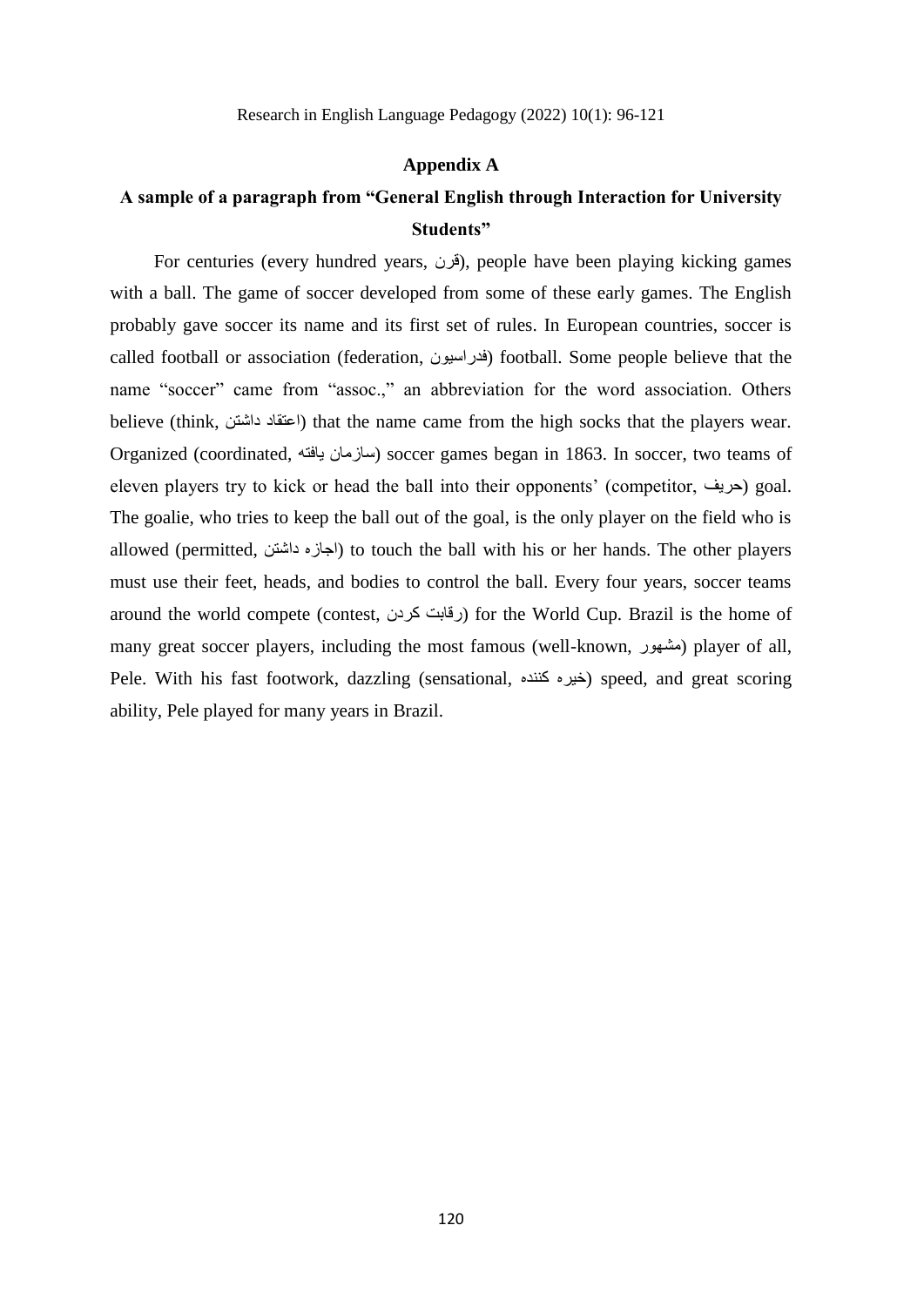## Appendix A

### A sample of a paragraph from "General English through Interaction for University Students"

For centuries (every hundred years, قرن), people have been playing kicking games with a ball. The game of soccer developed from some of these early games. The English probably gave soccer its name and its first set of rules. In European countries, soccer is called football or association (federation, فدراسیون) football. Some people believe that the name "soccer" came from "assoc.," an abbreviation for the word association. Others believe (think, اعتقاد داشتن) that the name came from the high socks that the players wear. Organized (coordinated, سازمان یافته) soccer games began in 1863. In soccer, two teams of eleven players try to kick or head the ball into their opponents' (competitor, حریف) goal. The goalie, who tries to keep the ball out of the goal, is the only player on the field who is allowed (permitted, اجازه داشتن) to touch the ball with his or her hands. The other players must use their feet, heads, and bodies to control the ball. Every four years, soccer teams around the world compete (contest, رقابت کردن) for the World Cup. Brazil is the home of many great soccer players, including the most famous (well-known, مشهور) player of all, Pele. With his fast footwork, dazzling (sensational, خیره کننده) speed, and great scoring ability, Pele played for many years in Brazil.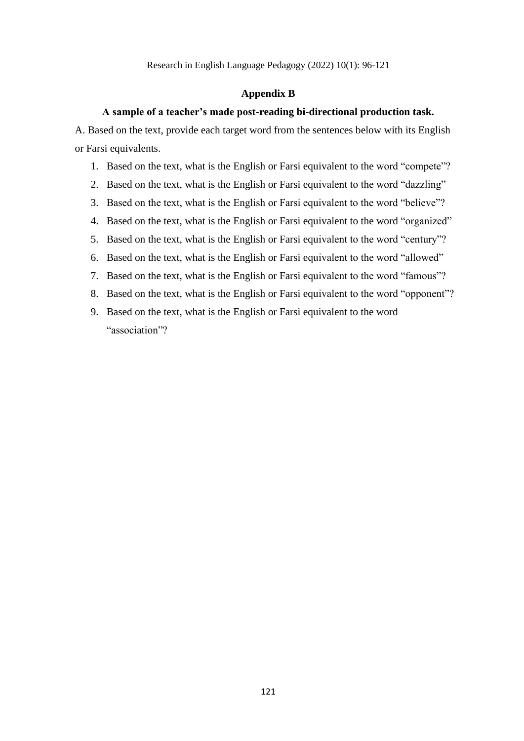## Appendix B

### A sample of a teacher's made post-reading bi-directional production task.

A. Based on the text, provide each target word from the sentences below with its English or Farsi equivalents.

1. Based on the text, what is the English or Farsi equivalent to the word "compete"?
2. Based on the text, what is the English or Farsi equivalent to the word "dazzling"
3. Based on the text, what is the English or Farsi equivalent to the word "believe"?
4. Based on the text, what is the English or Farsi equivalent to the word "organized"
5. Based on the text, what is the English or Farsi equivalent to the word "century"?
6. Based on the text, what is the English or Farsi equivalent to the word "allowed"
7. Based on the text, what is the English or Farsi equivalent to the word "famous"?
8. Based on the text, what is the English or Farsi equivalent to the word "opponent"?
9. Based on the text, what is the English or Farsi equivalent to the word "association"?